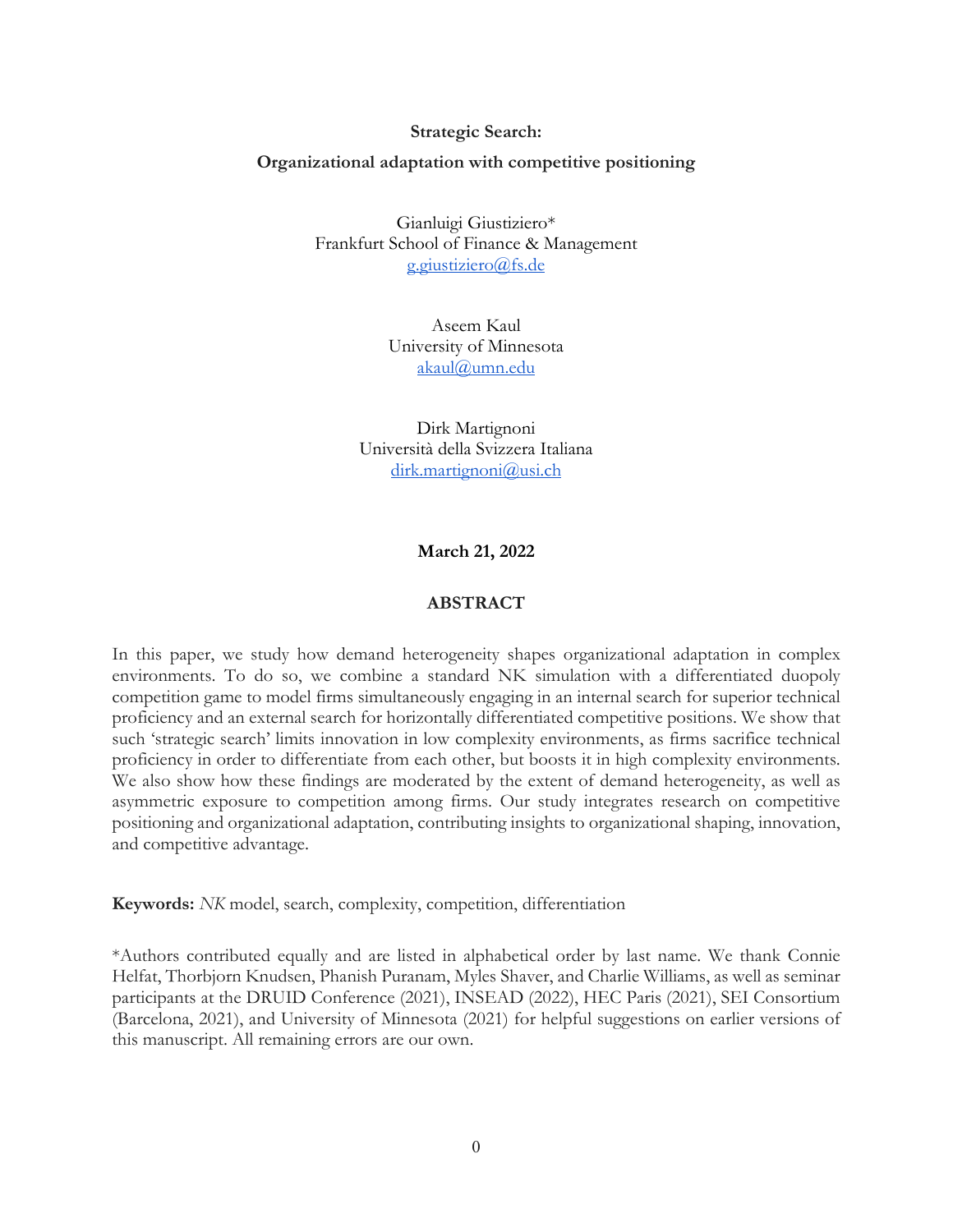# Strategic Search:

## Organizational adaptation with competitive positioning

Gianluigi Giustiziero*
Frankfurt School of Finance & Management
g.giustiziero@fs.de

Aseem Kaul
University of Minnesota
akaul@umn.edu

Dirk Martignoni
Università della Svizzera Italiana
dirk.martignoni@usi.ch

**March 21, 2022**

**ABSTRACT**

In this paper, we study how demand heterogeneity shapes organizational adaptation in complex environments. To do so, we combine a standard NK simulation with a differentiated duopoly competition game to model firms simultaneously engaging in an internal search for superior technical proficiency and an external search for horizontally differentiated competitive positions. We show that such 'strategic search' limits innovation in low complexity environments, as firms sacrifice technical proficiency in order to differentiate from each other, but boosts it in high complexity environments. We also show how these findings are moderated by the extent of demand heterogeneity, as well as asymmetric exposure to competition among firms. Our study integrates research on competitive positioning and organizational adaptation, contributing insights to organizational shaping, innovation, and competitive advantage.

**Keywords:** *NK* model, search, complexity, competition, differentiation

*Authors contributed equally and are listed in alphabetical order by last name. We thank Connie Helfat, Thorbjorn Knudsen, Phanish Puranam, Myles Shaver, and Charlie Williams, as well as seminar participants at the DRUID Conference (2021), INSEAD (2022), HEC Paris (2021), SEI Consortium (Barcelona, 2021), and University of Minnesota (2021) for helpful suggestions on earlier versions of this manuscript. All remaining errors are our own.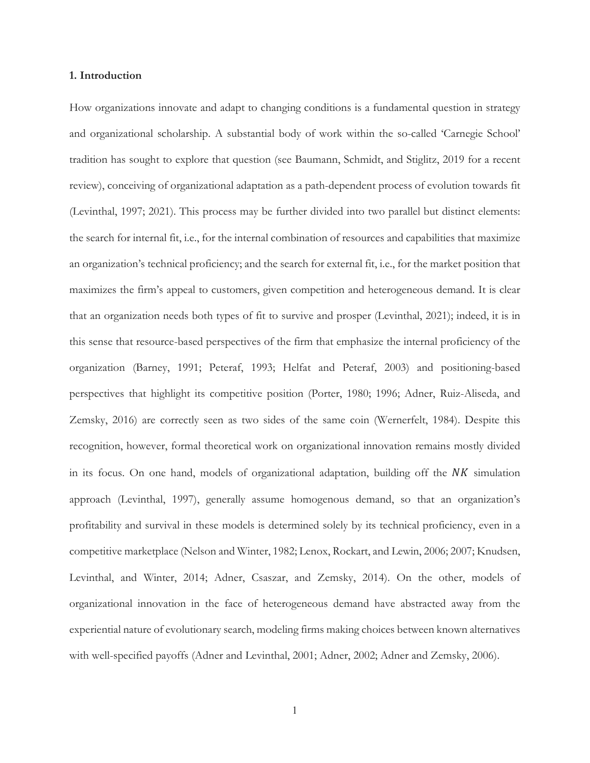## 1. Introduction

How organizations innovate and adapt to changing conditions is a fundamental question in strategy and organizational scholarship. A substantial body of work within the so-called 'Carnegie School' tradition has sought to explore that question (see Baumann, Schmidt, and Stiglitz, 2019 for a recent review), conceiving of organizational adaptation as a path-dependent process of evolution towards fit (Levinthal, 1997; 2021). This process may be further divided into two parallel but distinct elements: the search for internal fit, i.e., for the internal combination of resources and capabilities that maximize an organization's technical proficiency; and the search for external fit, i.e., for the market position that maximizes the firm's appeal to customers, given competition and heterogeneous demand. It is clear that an organization needs both types of fit to survive and prosper (Levinthal, 2021); indeed, it is in this sense that resource-based perspectives of the firm that emphasize the internal proficiency of the organization (Barney, 1991; Peteraf, 1993; Helfat and Peteraf, 2003) and positioning-based perspectives that highlight its competitive position (Porter, 1980; 1996; Adner, Ruiz-Aliseda, and Zemsky, 2016) are correctly seen as two sides of the same coin (Wernerfelt, 1984). Despite this recognition, however, formal theoretical work on organizational innovation remains mostly divided in its focus. On one hand, models of organizational adaptation, building off the $NK$ simulation approach (Levinthal, 1997), generally assume homogenous demand, so that an organization's profitability and survival in these models is determined solely by its technical proficiency, even in a competitive marketplace (Nelson and Winter, 1982; Lenox, Rockart, and Lewin, 2006; 2007; Knudsen, Levinthal, and Winter, 2014; Adner, Csaszar, and Zemsky, 2014). On the other, models of organizational innovation in the face of heterogeneous demand have abstracted away from the experiential nature of evolutionary search, modeling firms making choices between known alternatives with well-specified payoffs (Adner and Levinthal, 2001; Adner, 2002; Adner and Zemsky, 2006).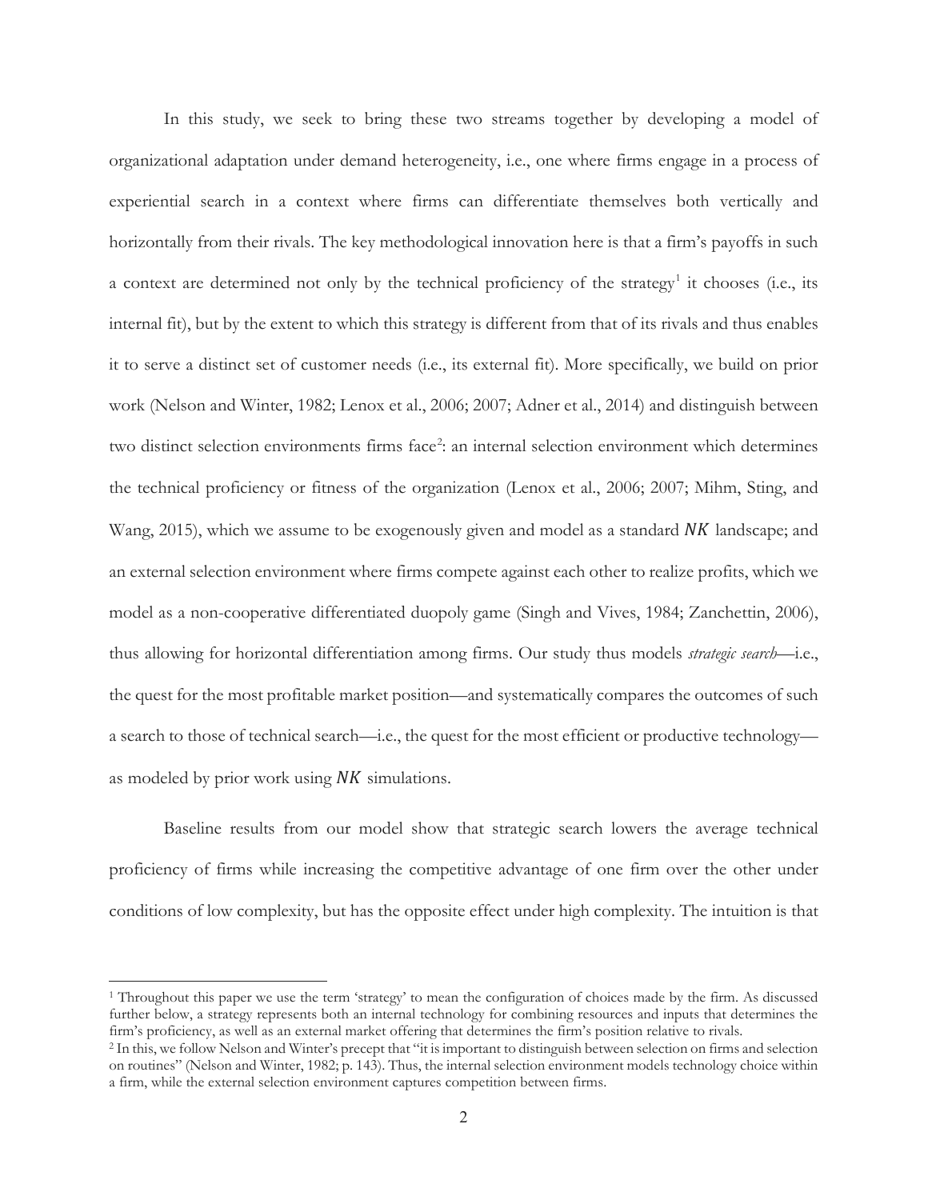In this study, we seek to bring these two streams together by developing a model of organizational adaptation under demand heterogeneity, i.e., one where firms engage in a process of experiential search in a context where firms can differentiate themselves both vertically and horizontally from their rivals. The key methodological innovation here is that a firm's payoffs in such a context are determined not only by the technical proficiency of the strategy[1] it chooses (i.e., its internal fit), but by the extent to which this strategy is different from that of its rivals and thus enables it to serve a distinct set of customer needs (i.e., its external fit). More specifically, we build on prior work (Nelson and Winter, 1982; Lenox et al., 2006; 2007; Adner et al., 2014) and distinguish between two distinct selection environments firms face[2]: an internal selection environment which determines the technical proficiency or fitness of the organization (Lenox et al., 2006; 2007; Mihm, Sting, and Wang, 2015), which we assume to be exogenously given and model as a standard $NK$ landscape; and an external selection environment where firms compete against each other to realize profits, which we model as a non-cooperative differentiated duopoly game (Singh and Vives, 1984; Zanchettin, 2006), thus allowing for horizontal differentiation among firms. Our study thus models *strategic search*—i.e., the quest for the most profitable market position—and systematically compares the outcomes of such a search to those of technical search—i.e., the quest for the most efficient or productive technology—as modeled by prior work using $NK$ simulations.

Baseline results from our model show that strategic search lowers the average technical proficiency of firms while increasing the competitive advantage of one firm over the other under conditions of low complexity, but has the opposite effect under high complexity. The intuition is that

[1] Throughout this paper we use the term 'strategy' to mean the configuration of choices made by the firm. As discussed further below, a strategy represents both an internal technology for combining resources and inputs that determines the firm's proficiency, as well as an external market offering that determines the firm's position relative to rivals.

[2] In this, we follow Nelson and Winter's precept that "it is important to distinguish between selection on firms and selection on routines" (Nelson and Winter, 1982; p. 143). Thus, the internal selection environment models technology choice within a firm, while the external selection environment captures competition between firms.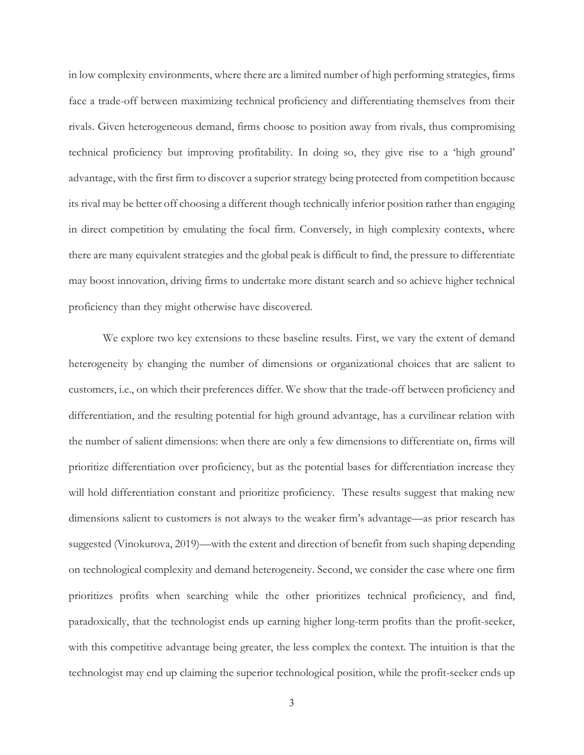in low complexity environments, where there are a limited number of high performing strategies, firms face a trade-off between maximizing technical proficiency and differentiating themselves from their rivals. Given heterogeneous demand, firms choose to position away from rivals, thus compromising technical proficiency but improving profitability. In doing so, they give rise to a 'high ground' advantage, with the first firm to discover a superior strategy being protected from competition because its rival may be better off choosing a different though technically inferior position rather than engaging in direct competition by emulating the focal firm. Conversely, in high complexity contexts, where there are many equivalent strategies and the global peak is difficult to find, the pressure to differentiate may boost innovation, driving firms to undertake more distant search and so achieve higher technical proficiency than they might otherwise have discovered.

We explore two key extensions to these baseline results. First, we vary the extent of demand heterogeneity by changing the number of dimensions or organizational choices that are salient to customers, i.e., on which their preferences differ. We show that the trade-off between proficiency and differentiation, and the resulting potential for high ground advantage, has a curvilinear relation with the number of salient dimensions: when there are only a few dimensions to differentiate on, firms will prioritize differentiation over proficiency, but as the potential bases for differentiation increase they will hold differentiation constant and prioritize proficiency. These results suggest that making new dimensions salient to customers is not always to the weaker firm's advantage—as prior research has suggested (Vinokurova, 2019)—with the extent and direction of benefit from such shaping depending on technological complexity and demand heterogeneity. Second, we consider the case where one firm prioritizes profits when searching while the other prioritizes technical proficiency, and find, paradoxically, that the technologist ends up earning higher long-term profits than the profit-seeker, with this competitive advantage being greater, the less complex the context. The intuition is that the technologist may end up claiming the superior technological position, while the profit-seeker ends up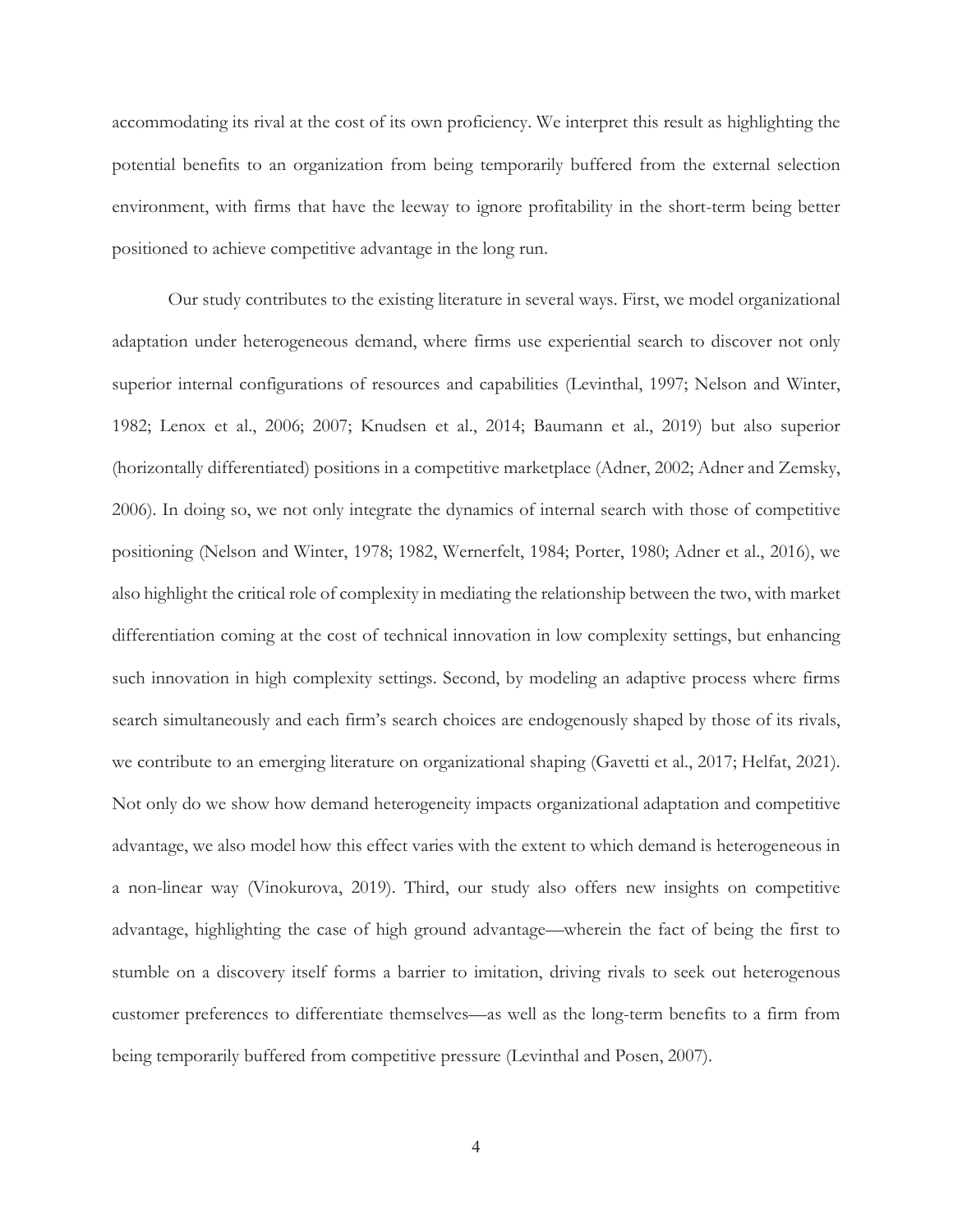accommodating its rival at the cost of its own proficiency. We interpret this result as highlighting the potential benefits to an organization from being temporarily buffered from the external selection environment, with firms that have the leeway to ignore profitability in the short-term being better positioned to achieve competitive advantage in the long run.

Our study contributes to the existing literature in several ways. First, we model organizational adaptation under heterogeneous demand, where firms use experiential search to discover not only superior internal configurations of resources and capabilities (Levinthal, 1997; Nelson and Winter, 1982; Lenox et al., 2006; 2007; Knudsen et al., 2014; Baumann et al., 2019) but also superior (horizontally differentiated) positions in a competitive marketplace (Adner, 2002; Adner and Zemsky, 2006). In doing so, we not only integrate the dynamics of internal search with those of competitive positioning (Nelson and Winter, 1978; 1982, Wernerfelt, 1984; Porter, 1980; Adner et al., 2016), we also highlight the critical role of complexity in mediating the relationship between the two, with market differentiation coming at the cost of technical innovation in low complexity settings, but enhancing such innovation in high complexity settings. Second, by modeling an adaptive process where firms search simultaneously and each firm's search choices are endogenously shaped by those of its rivals, we contribute to an emerging literature on organizational shaping (Gavetti et al., 2017; Helfat, 2021). Not only do we show how demand heterogeneity impacts organizational adaptation and competitive advantage, we also model how this effect varies with the extent to which demand is heterogeneous in a non-linear way (Vinokurova, 2019). Third, our study also offers new insights on competitive advantage, highlighting the case of high ground advantage—wherein the fact of being the first to stumble on a discovery itself forms a barrier to imitation, driving rivals to seek out heterogenous customer preferences to differentiate themselves—as well as the long-term benefits to a firm from being temporarily buffered from competitive pressure (Levinthal and Posen, 2007).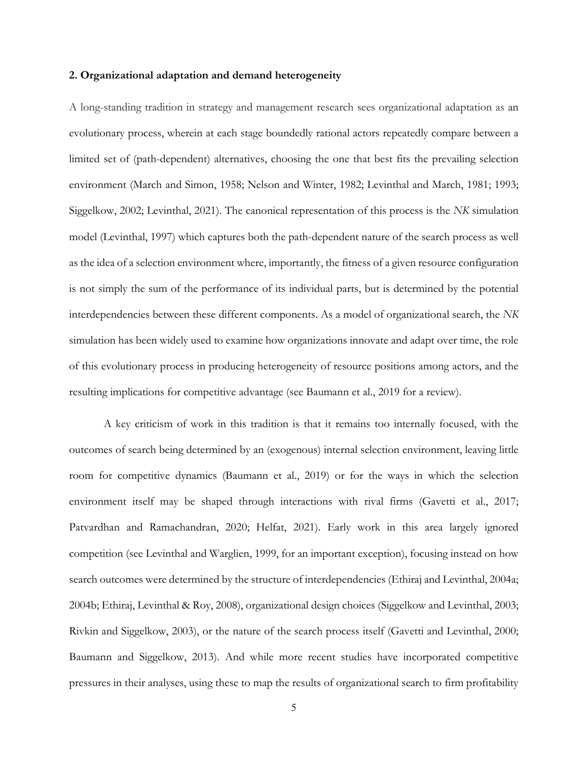## 2. Organizational adaptation and demand heterogeneity

A long-standing tradition in strategy and management research sees organizational adaptation as an evolutionary process, wherein at each stage boundedly rational actors repeatedly compare between a limited set of (path-dependent) alternatives, choosing the one that best fits the prevailing selection environment (March and Simon, 1958; Nelson and Winter, 1982; Levinthal and March, 1981; 1993; Siggelkow, 2002; Levinthal, 2021). The canonical representation of this process is the *NK* simulation model (Levinthal, 1997) which captures both the path-dependent nature of the search process as well as the idea of a selection environment where, importantly, the fitness of a given resource configuration is not simply the sum of the performance of its individual parts, but is determined by the potential interdependencies between these different components. As a model of organizational search, the *NK* simulation has been widely used to examine how organizations innovate and adapt over time, the role of this evolutionary process in producing heterogeneity of resource positions among actors, and the resulting implications for competitive advantage (see Baumann et al., 2019 for a review).

A key criticism of work in this tradition is that it remains too internally focused, with the outcomes of search being determined by an (exogenous) internal selection environment, leaving little room for competitive dynamics (Baumann et al., 2019) or for the ways in which the selection environment itself may be shaped through interactions with rival firms (Gavetti et al., 2017; Patvardhan and Ramachandran, 2020; Helfat, 2021). Early work in this area largely ignored competition (see Levinthal and Warglien, 1999, for an important exception), focusing instead on how search outcomes were determined by the structure of interdependencies (Ethiraj and Levinthal, 2004a; 2004b; Ethiraj, Levinthal & Roy, 2008), organizational design choices (Siggelkow and Levinthal, 2003; Rivkin and Siggelkow, 2003), or the nature of the search process itself (Gavetti and Levinthal, 2000; Baumann and Siggelkow, 2013). And while more recent studies have incorporated competitive pressures in their analyses, using these to map the results of organizational search to firm profitability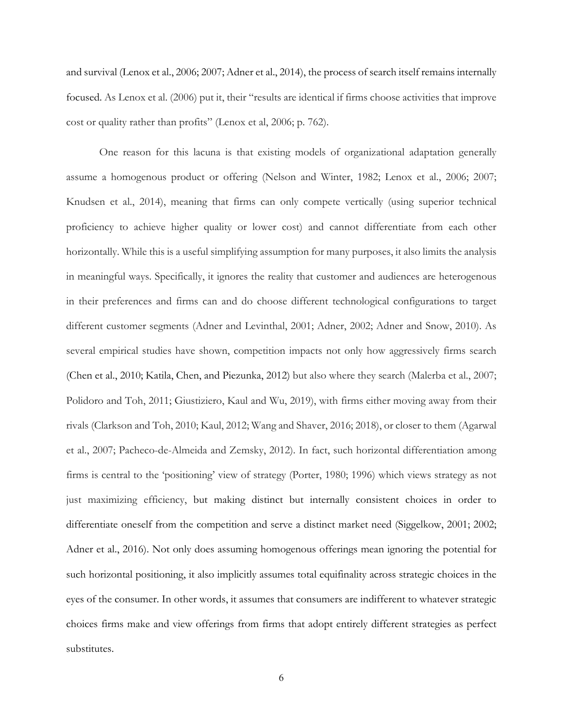and survival (Lenox et al., 2006; 2007; Adner et al., 2014), the process of search itself remains internally focused. As Lenox et al. (2006) put it, their "results are identical if firms choose activities that improve cost or quality rather than profits" (Lenox et al, 2006; p. 762).

One reason for this lacuna is that existing models of organizational adaptation generally assume a homogenous product or offering (Nelson and Winter, 1982; Lenox et al., 2006; 2007; Knudsen et al., 2014), meaning that firms can only compete vertically (using superior technical proficiency to achieve higher quality or lower cost) and cannot differentiate from each other horizontally. While this is a useful simplifying assumption for many purposes, it also limits the analysis in meaningful ways. Specifically, it ignores the reality that customer and audiences are heterogenous in their preferences and firms can and do choose different technological configurations to target different customer segments (Adner and Levinthal, 2001; Adner, 2002; Adner and Snow, 2010). As several empirical studies have shown, competition impacts not only how aggressively firms search (Chen et al., 2010; Katila, Chen, and Piezunka, 2012) but also where they search (Malerba et al., 2007; Polidoro and Toh, 2011; Giustiziero, Kaul and Wu, 2019), with firms either moving away from their rivals (Clarkson and Toh, 2010; Kaul, 2012; Wang and Shaver, 2016; 2018), or closer to them (Agarwal et al., 2007; Pacheco-de-Almeida and Zemsky, 2012). In fact, such horizontal differentiation among firms is central to the 'positioning' view of strategy (Porter, 1980; 1996) which views strategy as not just maximizing efficiency, but making distinct but internally consistent choices in order to differentiate oneself from the competition and serve a distinct market need (Siggelkow, 2001; 2002; Adner et al., 2016). Not only does assuming homogenous offerings mean ignoring the potential for such horizontal positioning, it also implicitly assumes total equifinality across strategic choices in the eyes of the consumer. In other words, it assumes that consumers are indifferent to whatever strategic choices firms make and view offerings from firms that adopt entirely different strategies as perfect substitutes.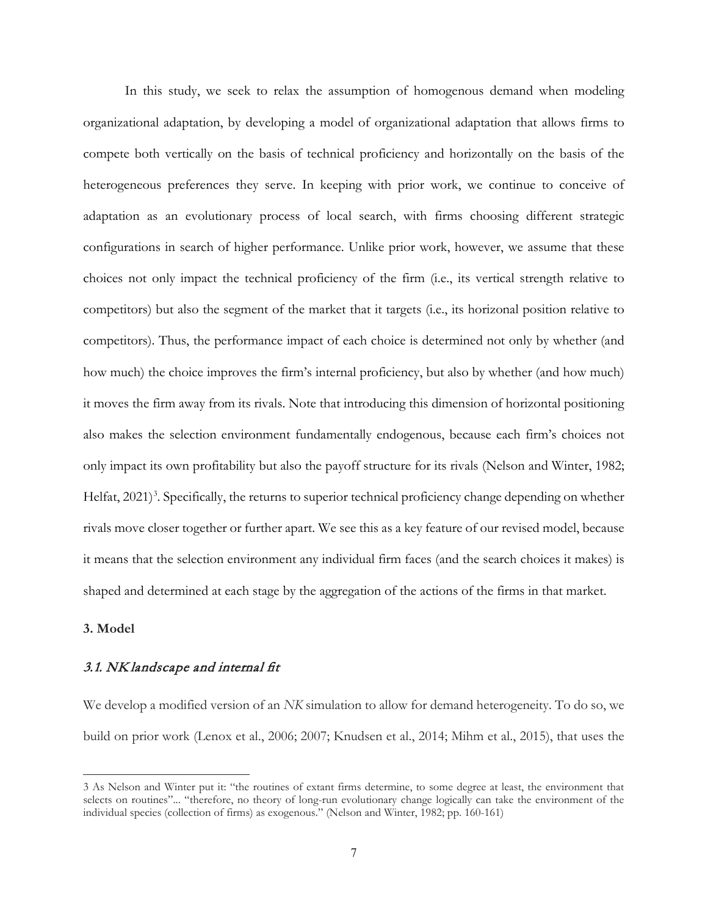In this study, we seek to relax the assumption of homogenous demand when modeling organizational adaptation, by developing a model of organizational adaptation that allows firms to compete both vertically on the basis of technical proficiency and horizontally on the basis of the heterogeneous preferences they serve. In keeping with prior work, we continue to conceive of adaptation as an evolutionary process of local search, with firms choosing different strategic configurations in search of higher performance. Unlike prior work, however, we assume that these choices not only impact the technical proficiency of the firm (i.e., its vertical strength relative to competitors) but also the segment of the market that it targets (i.e., its horizonal position relative to competitors). Thus, the performance impact of each choice is determined not only by whether (and how much) the choice improves the firm's internal proficiency, but also by whether (and how much) it moves the firm away from its rivals. Note that introducing this dimension of horizontal positioning also makes the selection environment fundamentally endogenous, because each firm's choices not only impact its own profitability but also the payoff structure for its rivals (Nelson and Winter, 1982; Helfat, 2021)[3]. Specifically, the returns to superior technical proficiency change depending on whether rivals move closer together or further apart. We see this as a key feature of our revised model, because it means that the selection environment any individual firm faces (and the search choices it makes) is shaped and determined at each stage by the aggregation of the actions of the firms in that market.

## 3. Model

### *3.1. NK landscape and internal fit*

We develop a modified version of an *NK* simulation to allow for demand heterogeneity. To do so, we build on prior work (Lenox et al., 2006; 2007; Knudsen et al., 2014; Mihm et al., 2015), that uses the

---

3 As Nelson and Winter put it: "the routines of extant firms determine, to some degree at least, the environment that selects on routines"... "therefore, no theory of long-run evolutionary change logically can take the environment of the individual species (collection of firms) as exogenous." (Nelson and Winter, 1982; pp. 160-161)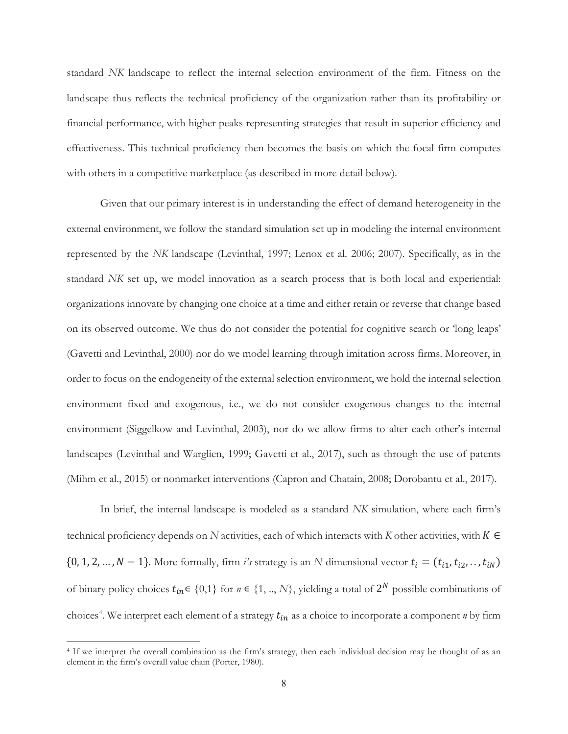standard *NK* landscape to reflect the internal selection environment of the firm. Fitness on the landscape thus reflects the technical proficiency of the organization rather than its profitability or financial performance, with higher peaks representing strategies that result in superior efficiency and effectiveness. This technical proficiency then becomes the basis on which the focal firm competes with others in a competitive marketplace (as described in more detail below).

Given that our primary interest is in understanding the effect of demand heterogeneity in the external environment, we follow the standard simulation set up in modeling the internal environment represented by the *NK* landscape (Levinthal, 1997; Lenox et al. 2006; 2007). Specifically, as in the standard *NK* set up, we model innovation as a search process that is both local and experiential: organizations innovate by changing one choice at a time and either retain or reverse that change based on its observed outcome. We thus do not consider the potential for cognitive search or 'long leaps' (Gavetti and Levinthal, 2000) nor do we model learning through imitation across firms. Moreover, in order to focus on the endogeneity of the external selection environment, we hold the internal selection environment fixed and exogenous, i.e., we do not consider exogenous changes to the internal environment (Siggelkow and Levinthal, 2003), nor do we allow firms to alter each other's internal landscapes (Levinthal and Warglien, 1999; Gavetti et al., 2017), such as through the use of patents (Mihm et al., 2015) or nonmarket interventions (Capron and Chatain, 2008; Dorobantu et al., 2017).

In brief, the internal landscape is modeled as a standard *NK* simulation, where each firm's technical proficiency depends on *N* activities, each of which interacts with *K* other activities, with $K \in \{0, 1, 2, \ldots, N-1\}$. More formally, firm *i's* strategy is an *N*-dimensional vector $t_i = (t_{i1}, t_{i2}, \ldots, t_{iN})$ of binary policy choices $t_{in} \in \{0,1\}$ for $n \in \{1, .., N\}$, yielding a total of $2^N$ possible combinations of choices[4]. We interpret each element of a strategy $t_{in}$ as a choice to incorporate a component *n* by firm

[4] If we interpret the overall combination as the firm's strategy, then each individual decision may be thought of as an element in the firm's overall value chain (Porter, 1980).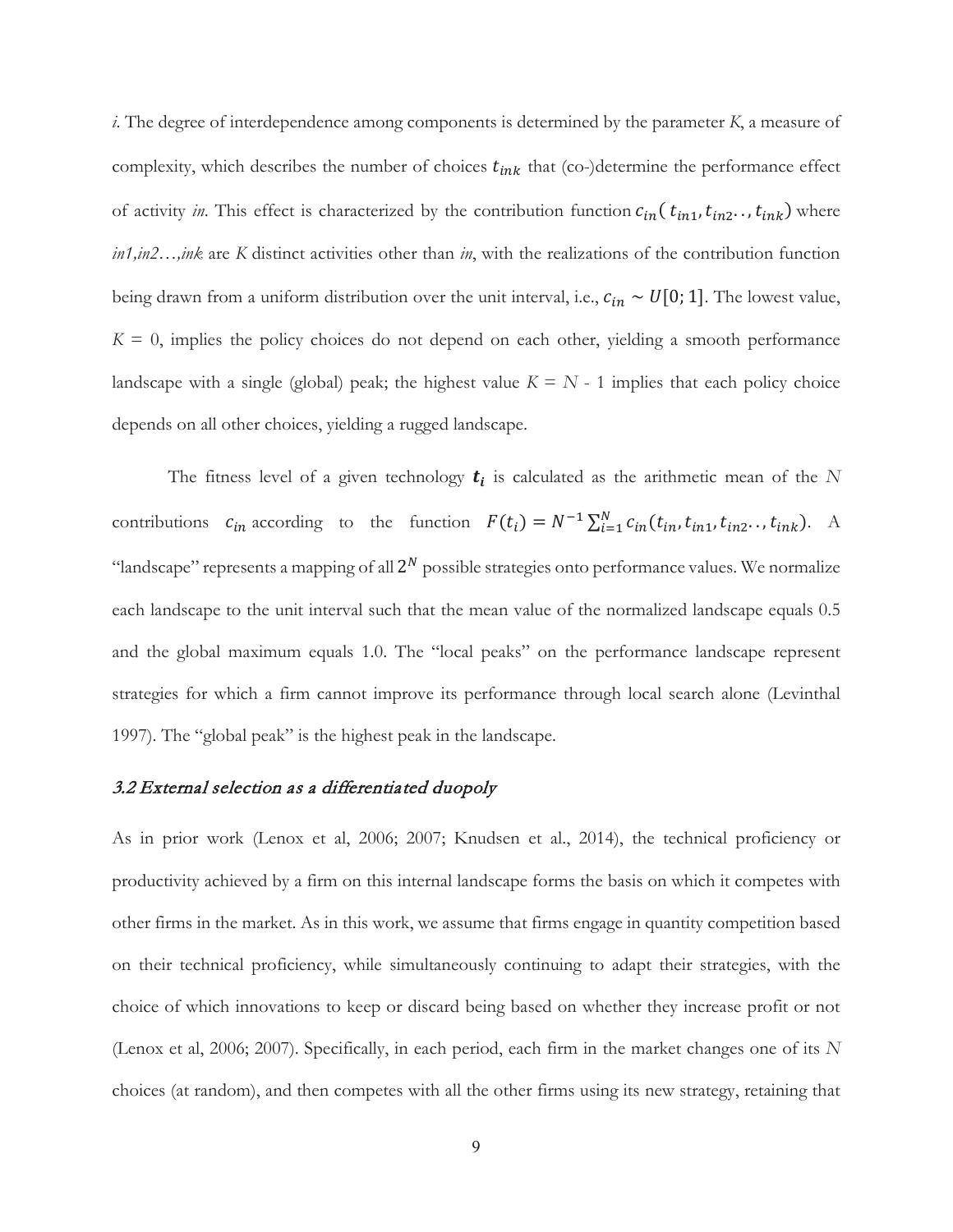*i*. The degree of interdependence among components is determined by the parameter *K*, a measure of complexity, which describes the number of choices $t_{ink}$ that (co-)determine the performance effect of activity *in*. This effect is characterized by the contribution function $c_{in}(\, t_{in1}, t_{in2} \ldots, t_{ink})$ where *in1,in2…,ink* are *K* distinct activities other than *in*, with the realizations of the contribution function being drawn from a uniform distribution over the unit interval, i.e., $c_{in} \sim U[0; 1]$. The lowest value, $K = 0$, implies the policy choices do not depend on each other, yielding a smooth performance landscape with a single (global) peak; the highest value $K = N - 1$ implies that each policy choice depends on all other choices, yielding a rugged landscape.

The fitness level of a given technology $\boldsymbol{t_i}$ is calculated as the arithmetic mean of the *N* contributions $c_{in}$ according to the function $F(t_i) = N^{-1} \sum_{i=1}^{N} c_{in}(t_{in}, t_{in1}, t_{in2} \ldots, t_{ink})$. A "landscape" represents a mapping of all $2^N$ possible strategies onto performance values. We normalize each landscape to the unit interval such that the mean value of the normalized landscape equals 0.5 and the global maximum equals 1.0. The "local peaks" on the performance landscape represent strategies for which a firm cannot improve its performance through local search alone (Levinthal 1997). The "global peak" is the highest peak in the landscape.

### *3.2 External selection as a differentiated duopoly*

As in prior work (Lenox et al, 2006; 2007; Knudsen et al., 2014), the technical proficiency or productivity achieved by a firm on this internal landscape forms the basis on which it competes with other firms in the market. As in this work, we assume that firms engage in quantity competition based on their technical proficiency, while simultaneously continuing to adapt their strategies, with the choice of which innovations to keep or discard being based on whether they increase profit or not (Lenox et al, 2006; 2007). Specifically, in each period, each firm in the market changes one of its *N* choices (at random), and then competes with all the other firms using its new strategy, retaining that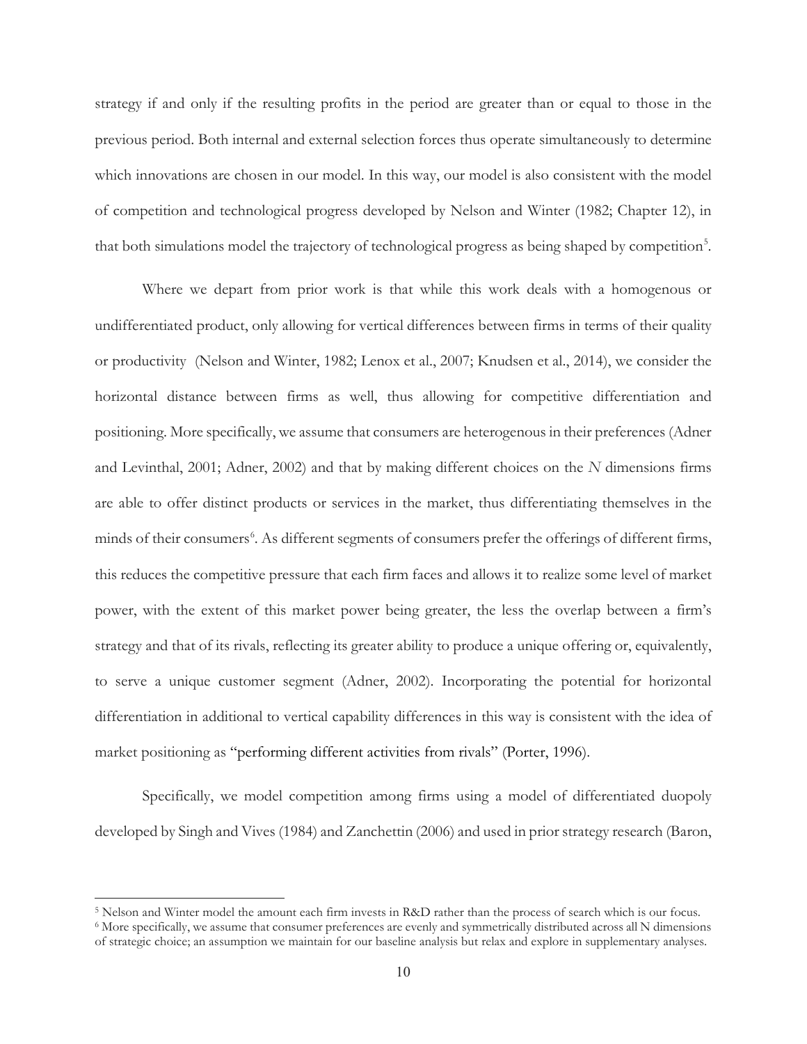strategy if and only if the resulting profits in the period are greater than or equal to those in the previous period. Both internal and external selection forces thus operate simultaneously to determine which innovations are chosen in our model. In this way, our model is also consistent with the model of competition and technological progress developed by Nelson and Winter (1982; Chapter 12), in that both simulations model the trajectory of technological progress as being shaped by competition[5].

Where we depart from prior work is that while this work deals with a homogenous or undifferentiated product, only allowing for vertical differences between firms in terms of their quality or productivity (Nelson and Winter, 1982; Lenox et al., 2007; Knudsen et al., 2014), we consider the horizontal distance between firms as well, thus allowing for competitive differentiation and positioning. More specifically, we assume that consumers are heterogenous in their preferences (Adner and Levinthal, 2001; Adner, 2002) and that by making different choices on the *N* dimensions firms are able to offer distinct products or services in the market, thus differentiating themselves in the minds of their consumers[6]. As different segments of consumers prefer the offerings of different firms, this reduces the competitive pressure that each firm faces and allows it to realize some level of market power, with the extent of this market power being greater, the less the overlap between a firm's strategy and that of its rivals, reflecting its greater ability to produce a unique offering or, equivalently, to serve a unique customer segment (Adner, 2002). Incorporating the potential for horizontal differentiation in additional to vertical capability differences in this way is consistent with the idea of market positioning as "performing different activities from rivals" (Porter, 1996).

Specifically, we model competition among firms using a model of differentiated duopoly developed by Singh and Vives (1984) and Zanchettin (2006) and used in prior strategy research (Baron,

[5] Nelson and Winter model the amount each firm invests in R&D rather than the process of search which is our focus.

[6] More specifically, we assume that consumer preferences are evenly and symmetrically distributed across all N dimensions of strategic choice; an assumption we maintain for our baseline analysis but relax and explore in supplementary analyses.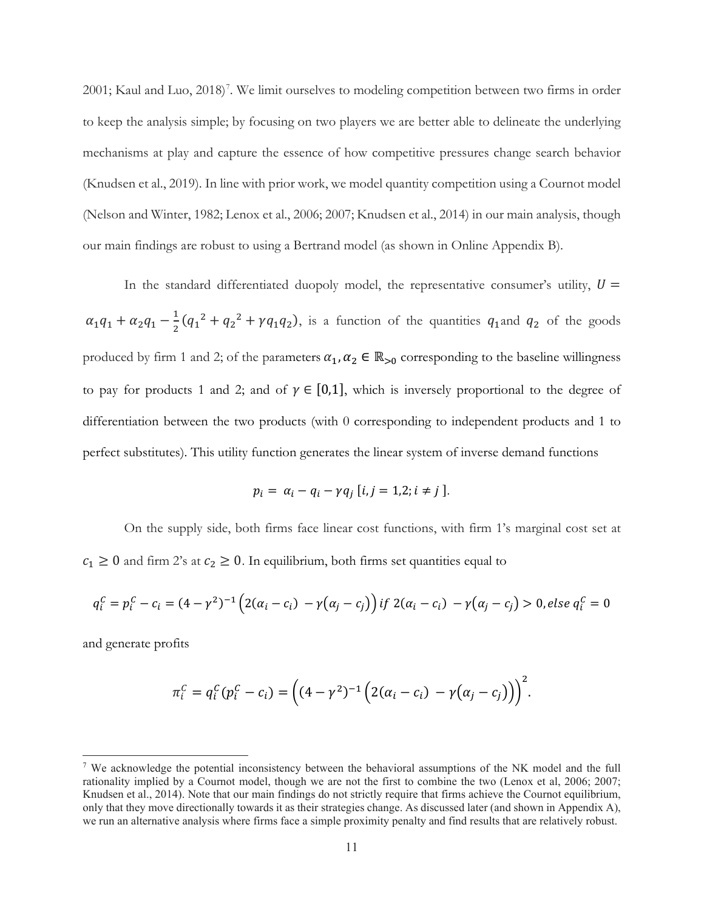2001; Kaul and Luo, 2018)[7]. We limit ourselves to modeling competition between two firms in order to keep the analysis simple; by focusing on two players we are better able to delineate the underlying mechanisms at play and capture the essence of how competitive pressures change search behavior (Knudsen et al., 2019). In line with prior work, we model quantity competition using a Cournot model (Nelson and Winter, 1982; Lenox et al., 2006; 2007; Knudsen et al., 2014) in our main analysis, though our main findings are robust to using a Bertrand model (as shown in Online Appendix B).

In the standard differentiated duopoly model, the representative consumer's utility, $U = \alpha_1 q_1 + \alpha_2 q_1 - \frac{1}{2}({q_1}^2 + {q_2}^2 + \gamma q_1 q_2)$, is a function of the quantities $q_1$ and $q_2$ of the goods produced by firm 1 and 2; of the parameters $\alpha_1, \alpha_2 \in \mathbb{R}_{>0}$ corresponding to the baseline willingness to pay for products 1 and 2; and of $\gamma \in [0,1]$, which is inversely proportional to the degree of differentiation between the two products (with 0 corresponding to independent products and 1 to perfect substitutes). This utility function generates the linear system of inverse demand functions

$$p_i = \alpha_i - q_i - \gamma q_j \; [i, j = 1,2; i \neq j \,].$$

On the supply side, both firms face linear cost functions, with firm 1's marginal cost set at $c_1 \geq 0$ and firm 2's at $c_2 \geq 0$. In equilibrium, both firms set quantities equal to

$$q_i^C = p_i^C - c_i = (4 - \gamma^2)^{-1}\left(2(\alpha_i - c_i) - \gamma(\alpha_j - c_j)\right) \, if \; 2(\alpha_i - c_i) - \gamma(\alpha_j - c_j) > 0, else \; q_i^C = 0$$

and generate profits

$$\pi_i^C = q_i^C(p_i^C - c_i) = \left((4 - \gamma^2)^{-1}\left(2(\alpha_i - c_i) - \gamma(\alpha_j - c_j)\right)\right)^2.$$

[7] We acknowledge the potential inconsistency between the behavioral assumptions of the NK model and the full rationality implied by a Cournot model, though we are not the first to combine the two (Lenox et al, 2006; 2007; Knudsen et al., 2014). Note that our main findings do not strictly require that firms achieve the Cournot equilibrium, only that they move directionally towards it as their strategies change. As discussed later (and shown in Appendix A), we run an alternative analysis where firms face a simple proximity penalty and find results that are relatively robust.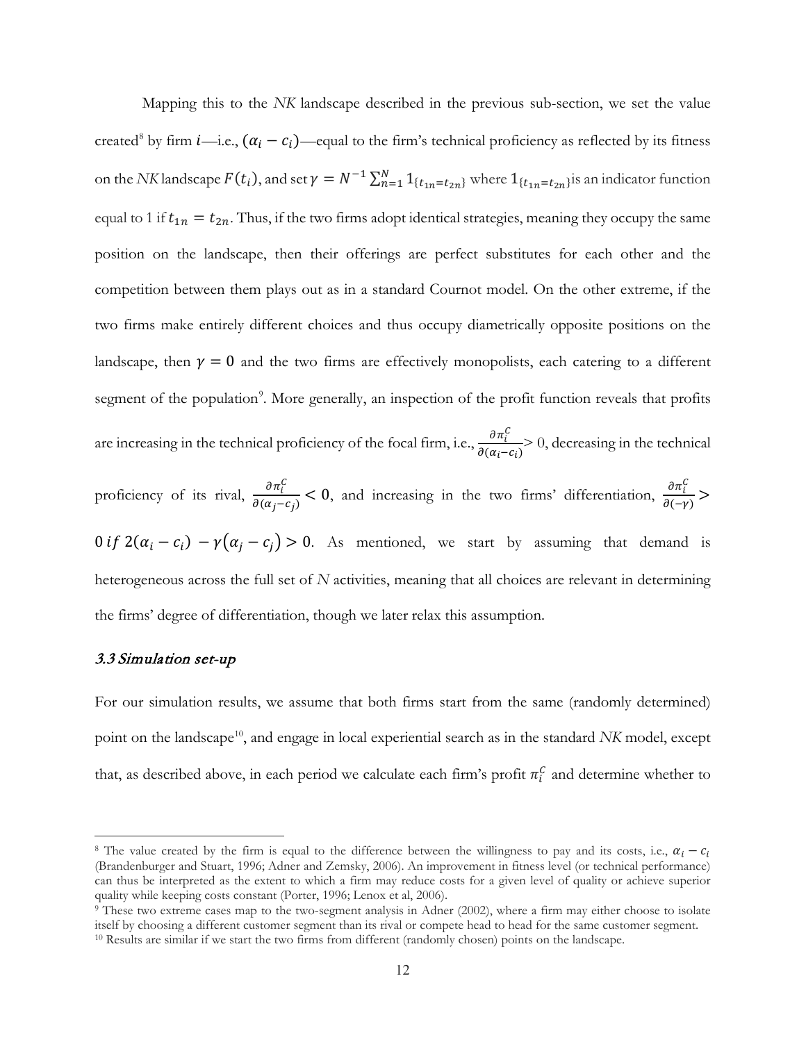Mapping this to the *NK* landscape described in the previous sub-section, we set the value created[8] by firm $i$—i.e., $(\alpha_i - c_i)$—equal to the firm's technical proficiency as reflected by its fitness on the *NK* landscape $F(t_i)$, and set $\gamma = N^{-1} \sum_{n=1}^{N} 1_{\{t_{1n}=t_{2n}\}}$ where $1_{\{t_{1n}=t_{2n}\}}$ is an indicator function equal to 1 if $t_{1n} = t_{2n}$. Thus, if the two firms adopt identical strategies, meaning they occupy the same position on the landscape, then their offerings are perfect substitutes for each other and the competition between them plays out as in a standard Cournot model. On the other extreme, if the two firms make entirely different choices and thus occupy diametrically opposite positions on the landscape, then $\gamma = 0$ and the two firms are effectively monopolists, each catering to a different segment of the population[9]. More generally, an inspection of the profit function reveals that profits are increasing in the technical proficiency of the focal firm, i.e., $\frac{\partial \pi_i^C}{\partial(\alpha_i - c_i)} > 0$, decreasing in the technical proficiency of its rival, $\frac{\partial \pi_i^C}{\partial(\alpha_j - c_j)} < 0$, and increasing in the two firms' differentiation, $\frac{\partial \pi_i^C}{\partial(-\gamma)} > 0 \text{ if } 2(\alpha_i - c_i) - \gamma(\alpha_j - c_j) > 0$. As mentioned, we start by assuming that demand is heterogeneous across the full set of *N* activities, meaning that all choices are relevant in determining the firms' degree of differentiation, though we later relax this assumption.

### *3.3 Simulation set-up*

For our simulation results, we assume that both firms start from the same (randomly determined) point on the landscape[10], and engage in local experiential search as in the standard *NK* model, except that, as described above, in each period we calculate each firm's profit $\pi_i^C$ and determine whether to

---

[8] The value created by the firm is equal to the difference between the willingness to pay and its costs, i.e., $\alpha_i - c_i$ (Brandenburger and Stuart, 1996; Adner and Zemsky, 2006). An improvement in fitness level (or technical performance) can thus be interpreted as the extent to which a firm may reduce costs for a given level of quality or achieve superior quality while keeping costs constant (Porter, 1996; Lenox et al, 2006).

[9] These two extreme cases map to the two-segment analysis in Adner (2002), where a firm may either choose to isolate itself by choosing a different customer segment than its rival or compete head to head for the same customer segment.

[10] Results are similar if we start the two firms from different (randomly chosen) points on the landscape.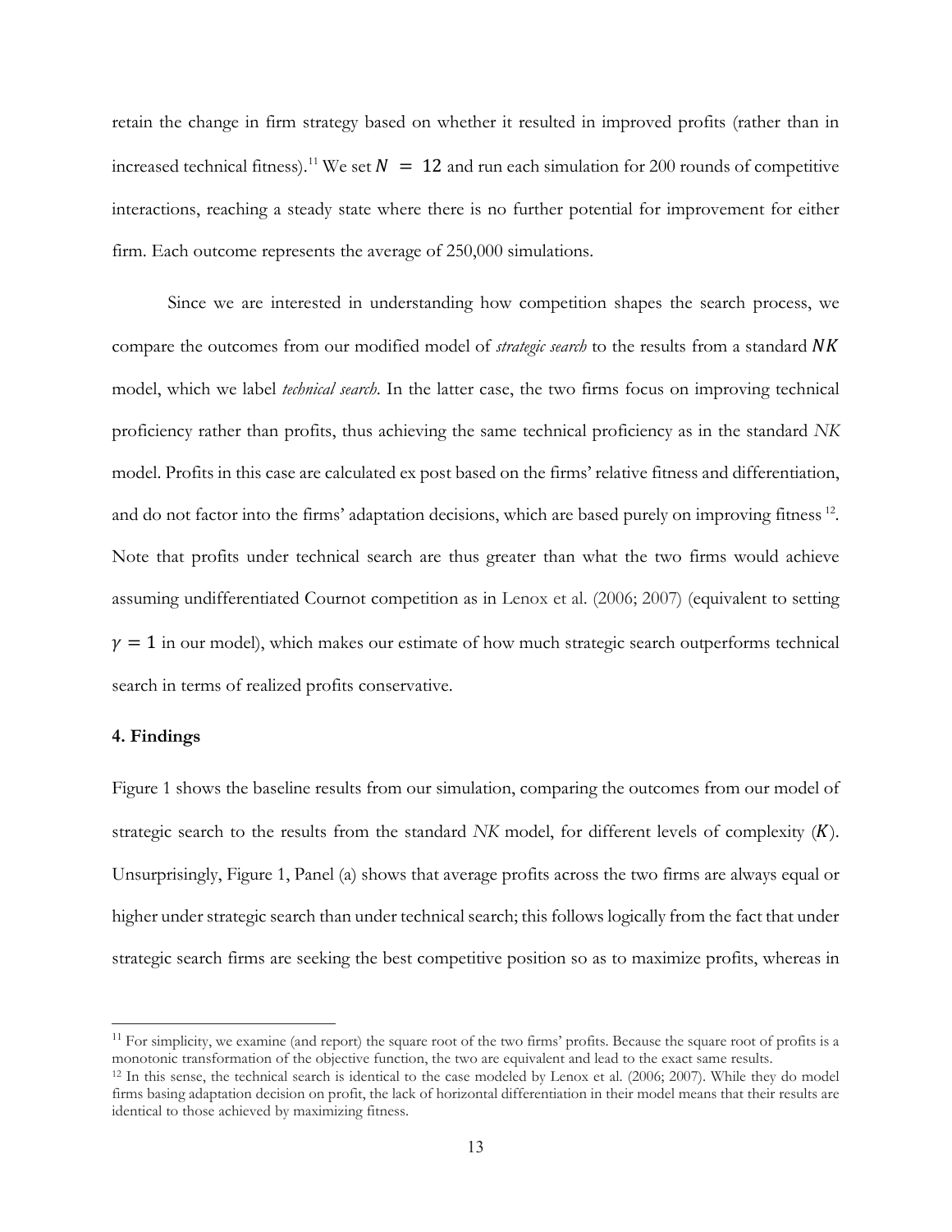retain the change in firm strategy based on whether it resulted in improved profits (rather than in increased technical fitness).[11] We set $N = 12$ and run each simulation for 200 rounds of competitive interactions, reaching a steady state where there is no further potential for improvement for either firm. Each outcome represents the average of 250,000 simulations.

Since we are interested in understanding how competition shapes the search process, we compare the outcomes from our modified model of *strategic search* to the results from a standard $NK$ model, which we label *technical search*. In the latter case, the two firms focus on improving technical proficiency rather than profits, thus achieving the same technical proficiency as in the standard *NK* model. Profits in this case are calculated ex post based on the firms' relative fitness and differentiation, and do not factor into the firms' adaptation decisions, which are based purely on improving fitness [12]. Note that profits under technical search are thus greater than what the two firms would achieve assuming undifferentiated Cournot competition as in Lenox et al. (2006; 2007) (equivalent to setting $\gamma = 1$ in our model), which makes our estimate of how much strategic search outperforms technical search in terms of realized profits conservative.

## 4. Findings

Figure 1 shows the baseline results from our simulation, comparing the outcomes from our model of strategic search to the results from the standard *NK* model, for different levels of complexity ($K$). Unsurprisingly, Figure 1, Panel (a) shows that average profits across the two firms are always equal or higher under strategic search than under technical search; this follows logically from the fact that under strategic search firms are seeking the best competitive position so as to maximize profits, whereas in

[11] For simplicity, we examine (and report) the square root of the two firms' profits. Because the square root of profits is a monotonic transformation of the objective function, the two are equivalent and lead to the exact same results.

[12] In this sense, the technical search is identical to the case modeled by Lenox et al. (2006; 2007). While they do model firms basing adaptation decision on profit, the lack of horizontal differentiation in their model means that their results are identical to those achieved by maximizing fitness.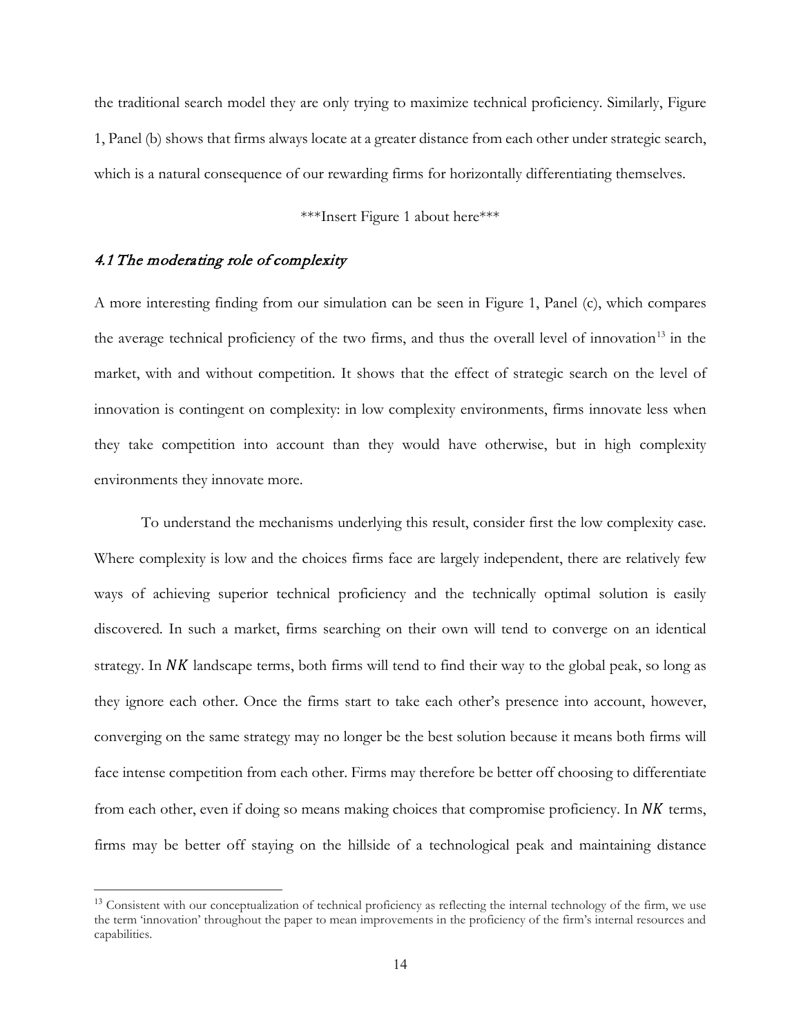the traditional search model they are only trying to maximize technical proficiency. Similarly, Figure 1, Panel (b) shows that firms always locate at a greater distance from each other under strategic search, which is a natural consequence of our rewarding firms for horizontally differentiating themselves.

***Insert Figure 1 about here***

### *4.1 The moderating role of complexity*

A more interesting finding from our simulation can be seen in Figure 1, Panel (c), which compares the average technical proficiency of the two firms, and thus the overall level of innovation[13] in the market, with and without competition. It shows that the effect of strategic search on the level of innovation is contingent on complexity: in low complexity environments, firms innovate less when they take competition into account than they would have otherwise, but in high complexity environments they innovate more.

To understand the mechanisms underlying this result, consider first the low complexity case. Where complexity is low and the choices firms face are largely independent, there are relatively few ways of achieving superior technical proficiency and the technically optimal solution is easily discovered. In such a market, firms searching on their own will tend to converge on an identical strategy. In $NK$ landscape terms, both firms will tend to find their way to the global peak, so long as they ignore each other. Once the firms start to take each other's presence into account, however, converging on the same strategy may no longer be the best solution because it means both firms will face intense competition from each other. Firms may therefore be better off choosing to differentiate from each other, even if doing so means making choices that compromise proficiency. In $NK$ terms, firms may be better off staying on the hillside of a technological peak and maintaining distance

[13] Consistent with our conceptualization of technical proficiency as reflecting the internal technology of the firm, we use the term 'innovation' throughout the paper to mean improvements in the proficiency of the firm's internal resources and capabilities.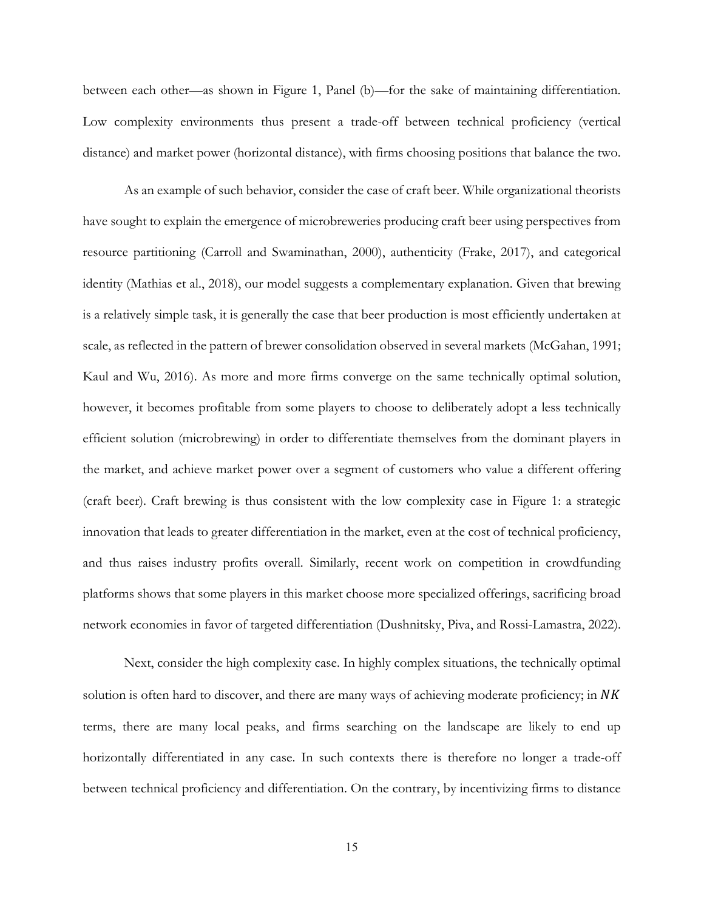between each other—as shown in Figure 1, Panel (b)—for the sake of maintaining differentiation. Low complexity environments thus present a trade-off between technical proficiency (vertical distance) and market power (horizontal distance), with firms choosing positions that balance the two.

As an example of such behavior, consider the case of craft beer. While organizational theorists have sought to explain the emergence of microbreweries producing craft beer using perspectives from resource partitioning (Carroll and Swaminathan, 2000), authenticity (Frake, 2017), and categorical identity (Mathias et al., 2018), our model suggests a complementary explanation. Given that brewing is a relatively simple task, it is generally the case that beer production is most efficiently undertaken at scale, as reflected in the pattern of brewer consolidation observed in several markets (McGahan, 1991; Kaul and Wu, 2016). As more and more firms converge on the same technically optimal solution, however, it becomes profitable from some players to choose to deliberately adopt a less technically efficient solution (microbrewing) in order to differentiate themselves from the dominant players in the market, and achieve market power over a segment of customers who value a different offering (craft beer). Craft brewing is thus consistent with the low complexity case in Figure 1: a strategic innovation that leads to greater differentiation in the market, even at the cost of technical proficiency, and thus raises industry profits overall. Similarly, recent work on competition in crowdfunding platforms shows that some players in this market choose more specialized offerings, sacrificing broad network economies in favor of targeted differentiation (Dushnitsky, Piva, and Rossi-Lamastra, 2022).

Next, consider the high complexity case. In highly complex situations, the technically optimal solution is often hard to discover, and there are many ways of achieving moderate proficiency; in $NK$ terms, there are many local peaks, and firms searching on the landscape are likely to end up horizontally differentiated in any case. In such contexts there is therefore no longer a trade-off between technical proficiency and differentiation. On the contrary, by incentivizing firms to distance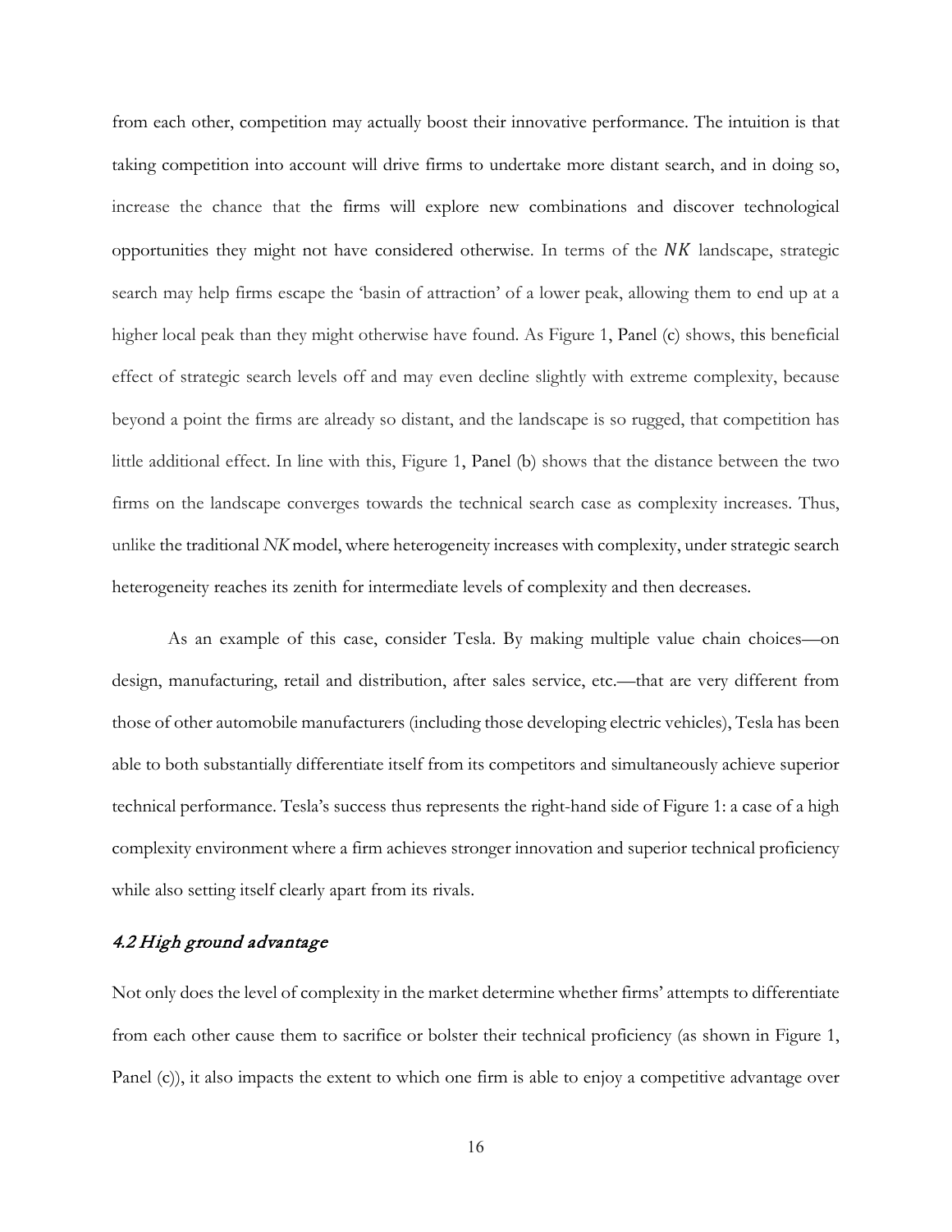from each other, competition may actually boost their innovative performance. The intuition is that taking competition into account will drive firms to undertake more distant search, and in doing so, increase the chance that the firms will explore new combinations and discover technological opportunities they might not have considered otherwise. In terms of the $NK$ landscape, strategic search may help firms escape the 'basin of attraction' of a lower peak, allowing them to end up at a higher local peak than they might otherwise have found. As Figure 1, Panel (c) shows, this beneficial effect of strategic search levels off and may even decline slightly with extreme complexity, because beyond a point the firms are already so distant, and the landscape is so rugged, that competition has little additional effect. In line with this, Figure 1, Panel (b) shows that the distance between the two firms on the landscape converges towards the technical search case as complexity increases. Thus, unlike the traditional *NK* model, where heterogeneity increases with complexity, under strategic search heterogeneity reaches its zenith for intermediate levels of complexity and then decreases.

As an example of this case, consider Tesla. By making multiple value chain choices—on design, manufacturing, retail and distribution, after sales service, etc.—that are very different from those of other automobile manufacturers (including those developing electric vehicles), Tesla has been able to both substantially differentiate itself from its competitors and simultaneously achieve superior technical performance. Tesla's success thus represents the right-hand side of Figure 1: a case of a high complexity environment where a firm achieves stronger innovation and superior technical proficiency while also setting itself clearly apart from its rivals.

### *4.2 High ground advantage*

Not only does the level of complexity in the market determine whether firms' attempts to differentiate from each other cause them to sacrifice or bolster their technical proficiency (as shown in Figure 1, Panel (c)), it also impacts the extent to which one firm is able to enjoy a competitive advantage over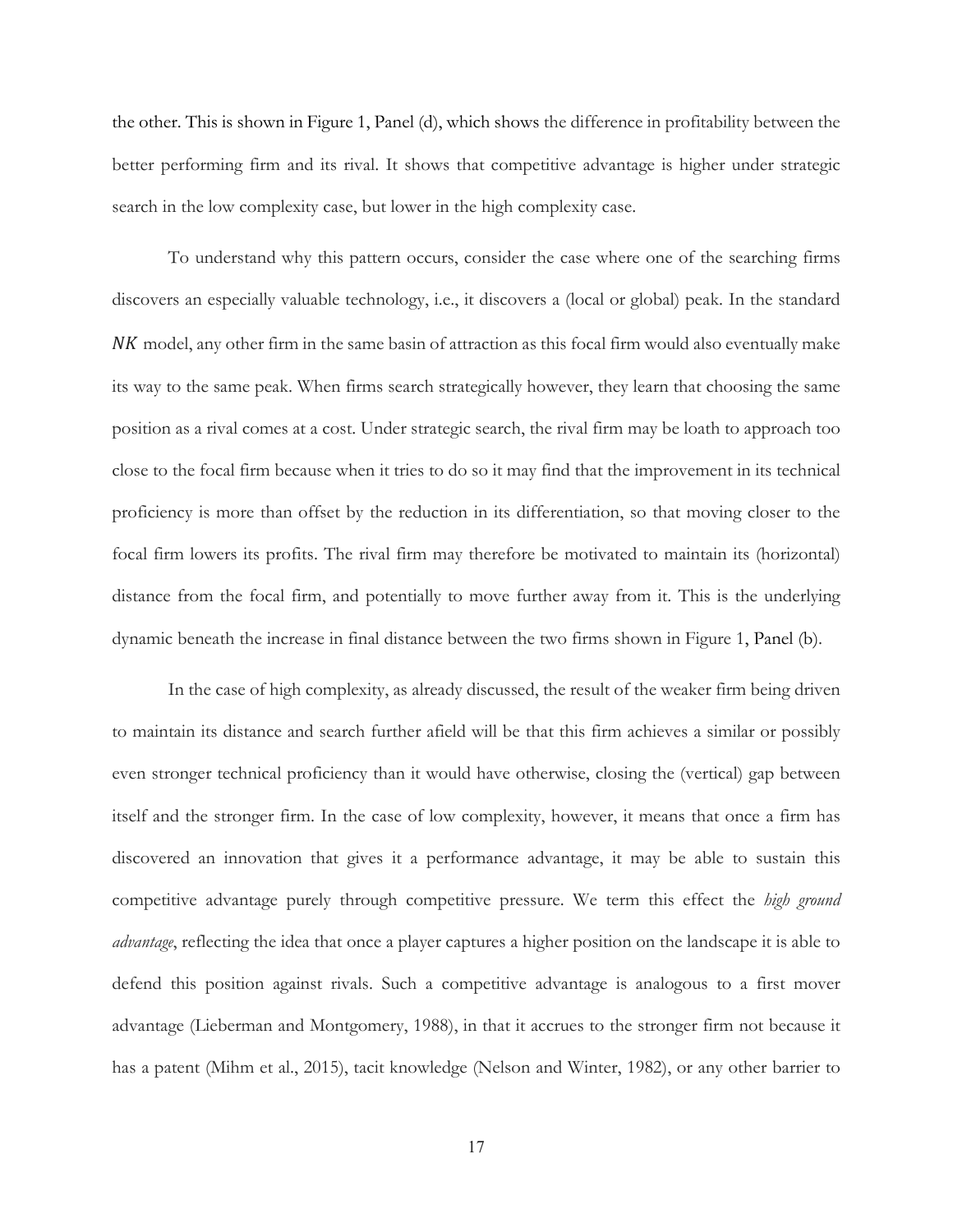the other. This is shown in Figure 1, Panel (d), which shows the difference in profitability between the better performing firm and its rival. It shows that competitive advantage is higher under strategic search in the low complexity case, but lower in the high complexity case.

To understand why this pattern occurs, consider the case where one of the searching firms discovers an especially valuable technology, i.e., it discovers a (local or global) peak. In the standard $NK$ model, any other firm in the same basin of attraction as this focal firm would also eventually make its way to the same peak. When firms search strategically however, they learn that choosing the same position as a rival comes at a cost. Under strategic search, the rival firm may be loath to approach too close to the focal firm because when it tries to do so it may find that the improvement in its technical proficiency is more than offset by the reduction in its differentiation, so that moving closer to the focal firm lowers its profits. The rival firm may therefore be motivated to maintain its (horizontal) distance from the focal firm, and potentially to move further away from it. This is the underlying dynamic beneath the increase in final distance between the two firms shown in Figure 1, Panel (b).

In the case of high complexity, as already discussed, the result of the weaker firm being driven to maintain its distance and search further afield will be that this firm achieves a similar or possibly even stronger technical proficiency than it would have otherwise, closing the (vertical) gap between itself and the stronger firm. In the case of low complexity, however, it means that once a firm has discovered an innovation that gives it a performance advantage, it may be able to sustain this competitive advantage purely through competitive pressure. We term this effect the *high ground advantage*, reflecting the idea that once a player captures a higher position on the landscape it is able to defend this position against rivals. Such a competitive advantage is analogous to a first mover advantage (Lieberman and Montgomery, 1988), in that it accrues to the stronger firm not because it has a patent (Mihm et al., 2015), tacit knowledge (Nelson and Winter, 1982), or any other barrier to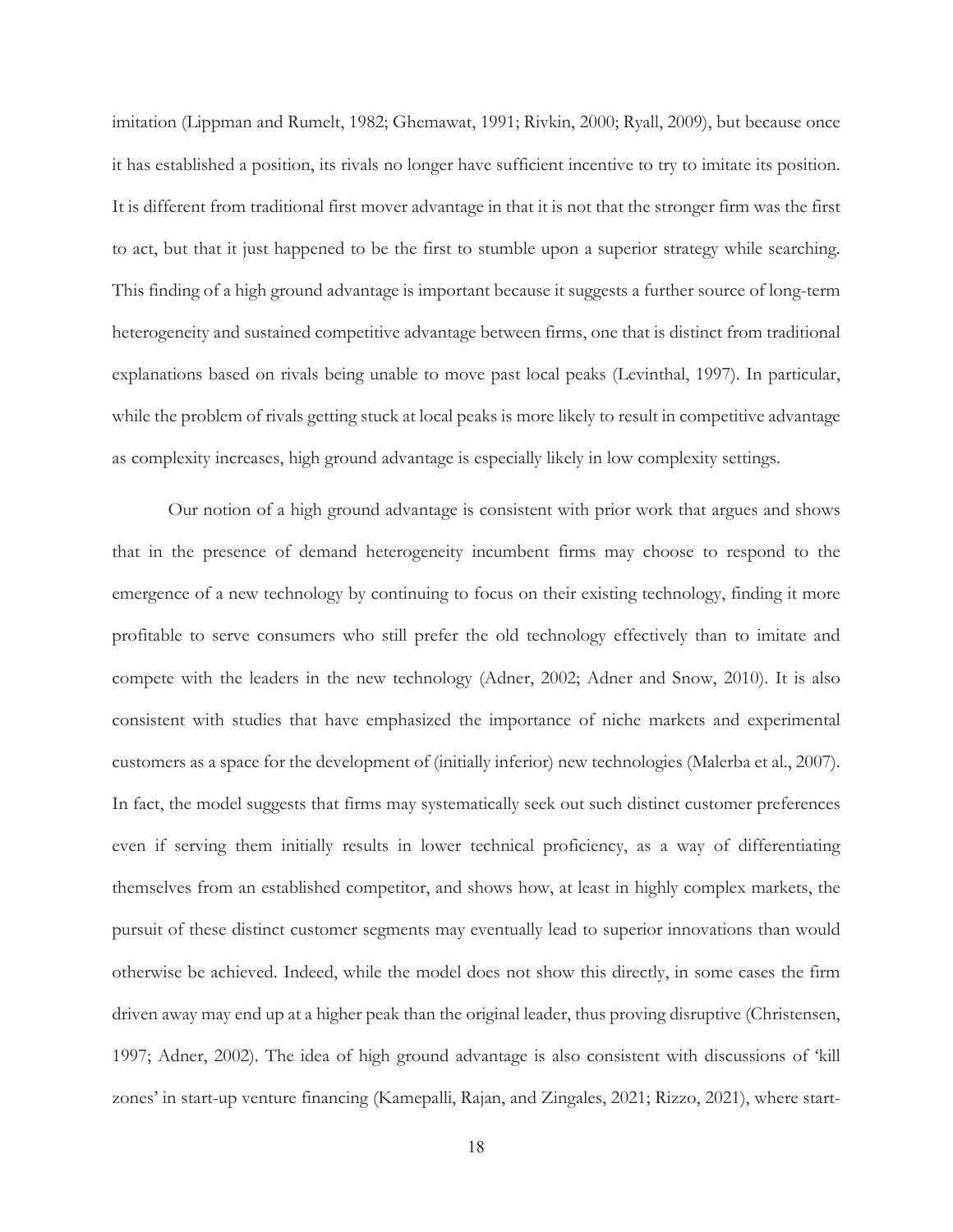imitation (Lippman and Rumelt, 1982; Ghemawat, 1991; Rivkin, 2000; Ryall, 2009), but because once it has established a position, its rivals no longer have sufficient incentive to try to imitate its position. It is different from traditional first mover advantage in that it is not that the stronger firm was the first to act, but that it just happened to be the first to stumble upon a superior strategy while searching. This finding of a high ground advantage is important because it suggests a further source of long-term heterogeneity and sustained competitive advantage between firms, one that is distinct from traditional explanations based on rivals being unable to move past local peaks (Levinthal, 1997). In particular, while the problem of rivals getting stuck at local peaks is more likely to result in competitive advantage as complexity increases, high ground advantage is especially likely in low complexity settings.

Our notion of a high ground advantage is consistent with prior work that argues and shows that in the presence of demand heterogeneity incumbent firms may choose to respond to the emergence of a new technology by continuing to focus on their existing technology, finding it more profitable to serve consumers who still prefer the old technology effectively than to imitate and compete with the leaders in the new technology (Adner, 2002; Adner and Snow, 2010). It is also consistent with studies that have emphasized the importance of niche markets and experimental customers as a space for the development of (initially inferior) new technologies (Malerba et al., 2007). In fact, the model suggests that firms may systematically seek out such distinct customer preferences even if serving them initially results in lower technical proficiency, as a way of differentiating themselves from an established competitor, and shows how, at least in highly complex markets, the pursuit of these distinct customer segments may eventually lead to superior innovations than would otherwise be achieved. Indeed, while the model does not show this directly, in some cases the firm driven away may end up at a higher peak than the original leader, thus proving disruptive (Christensen, 1997; Adner, 2002). The idea of high ground advantage is also consistent with discussions of 'kill zones' in start-up venture financing (Kamepalli, Rajan, and Zingales, 2021; Rizzo, 2021), where start-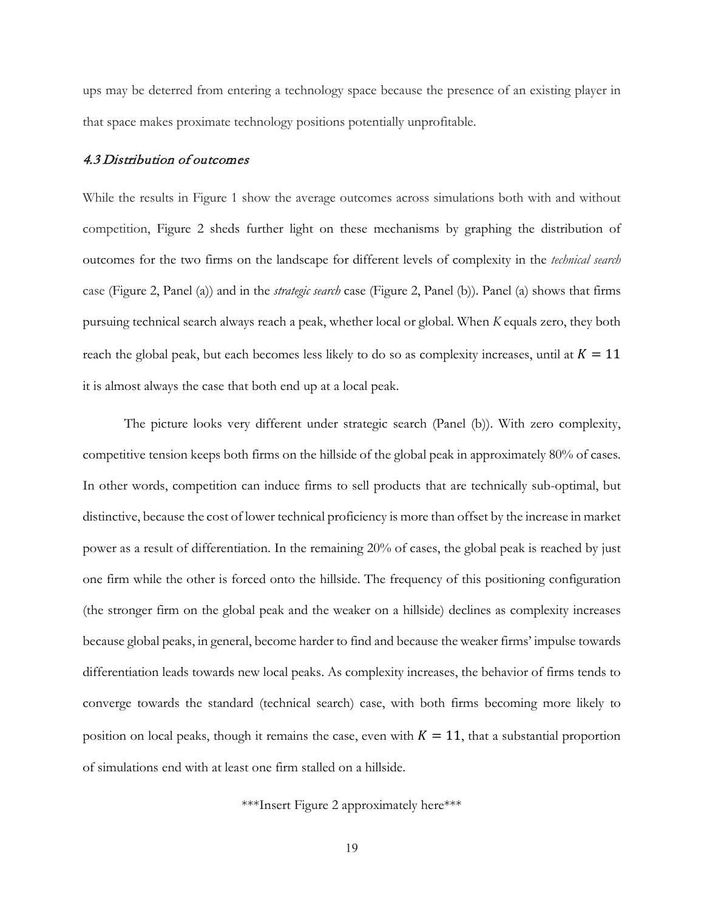ups may be deterred from entering a technology space because the presence of an existing player in that space makes proximate technology positions potentially unprofitable.

### *4.3 Distribution of outcomes*

While the results in Figure 1 show the average outcomes across simulations both with and without competition, Figure 2 sheds further light on these mechanisms by graphing the distribution of outcomes for the two firms on the landscape for different levels of complexity in the *technical search* case (Figure 2, Panel (a)) and in the *strategic search* case (Figure 2, Panel (b)). Panel (a) shows that firms pursuing technical search always reach a peak, whether local or global. When *K* equals zero, they both reach the global peak, but each becomes less likely to do so as complexity increases, until at $K = 11$ it is almost always the case that both end up at a local peak.

The picture looks very different under strategic search (Panel (b)). With zero complexity, competitive tension keeps both firms on the hillside of the global peak in approximately 80% of cases. In other words, competition can induce firms to sell products that are technically sub-optimal, but distinctive, because the cost of lower technical proficiency is more than offset by the increase in market power as a result of differentiation. In the remaining 20% of cases, the global peak is reached by just one firm while the other is forced onto the hillside. The frequency of this positioning configuration (the stronger firm on the global peak and the weaker on a hillside) declines as complexity increases because global peaks, in general, become harder to find and because the weaker firms' impulse towards differentiation leads towards new local peaks. As complexity increases, the behavior of firms tends to converge towards the standard (technical search) case, with both firms becoming more likely to position on local peaks, though it remains the case, even with $K = 11$, that a substantial proportion of simulations end with at least one firm stalled on a hillside.

\*\*\*Insert Figure 2 approximately here\*\*\*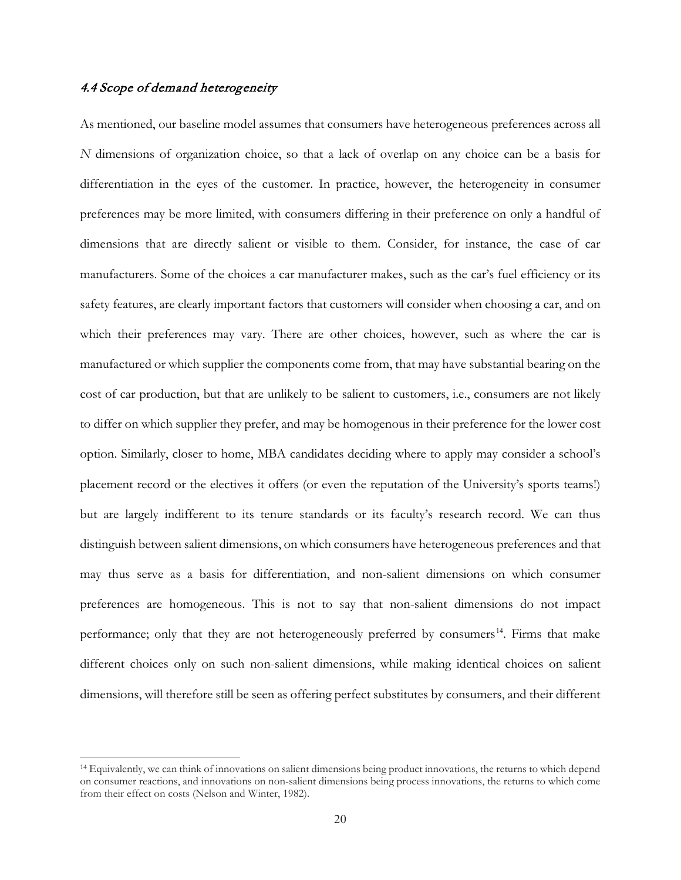### *4.4 Scope of demand heterogeneity*

As mentioned, our baseline model assumes that consumers have heterogeneous preferences across all $N$ dimensions of organization choice, so that a lack of overlap on any choice can be a basis for differentiation in the eyes of the customer. In practice, however, the heterogeneity in consumer preferences may be more limited, with consumers differing in their preference on only a handful of dimensions that are directly salient or visible to them. Consider, for instance, the case of car manufacturers. Some of the choices a car manufacturer makes, such as the car's fuel efficiency or its safety features, are clearly important factors that customers will consider when choosing a car, and on which their preferences may vary. There are other choices, however, such as where the car is manufactured or which supplier the components come from, that may have substantial bearing on the cost of car production, but that are unlikely to be salient to customers, i.e., consumers are not likely to differ on which supplier they prefer, and may be homogenous in their preference for the lower cost option. Similarly, closer to home, MBA candidates deciding where to apply may consider a school's placement record or the electives it offers (or even the reputation of the University's sports teams!) but are largely indifferent to its tenure standards or its faculty's research record. We can thus distinguish between salient dimensions, on which consumers have heterogeneous preferences and that may thus serve as a basis for differentiation, and non-salient dimensions on which consumer preferences are homogeneous. This is not to say that non-salient dimensions do not impact performance; only that they are not heterogeneously preferred by consumers[14]. Firms that make different choices only on such non-salient dimensions, while making identical choices on salient dimensions, will therefore still be seen as offering perfect substitutes by consumers, and their different

[14] Equivalently, we can think of innovations on salient dimensions being product innovations, the returns to which depend on consumer reactions, and innovations on non-salient dimensions being process innovations, the returns to which come from their effect on costs (Nelson and Winter, 1982).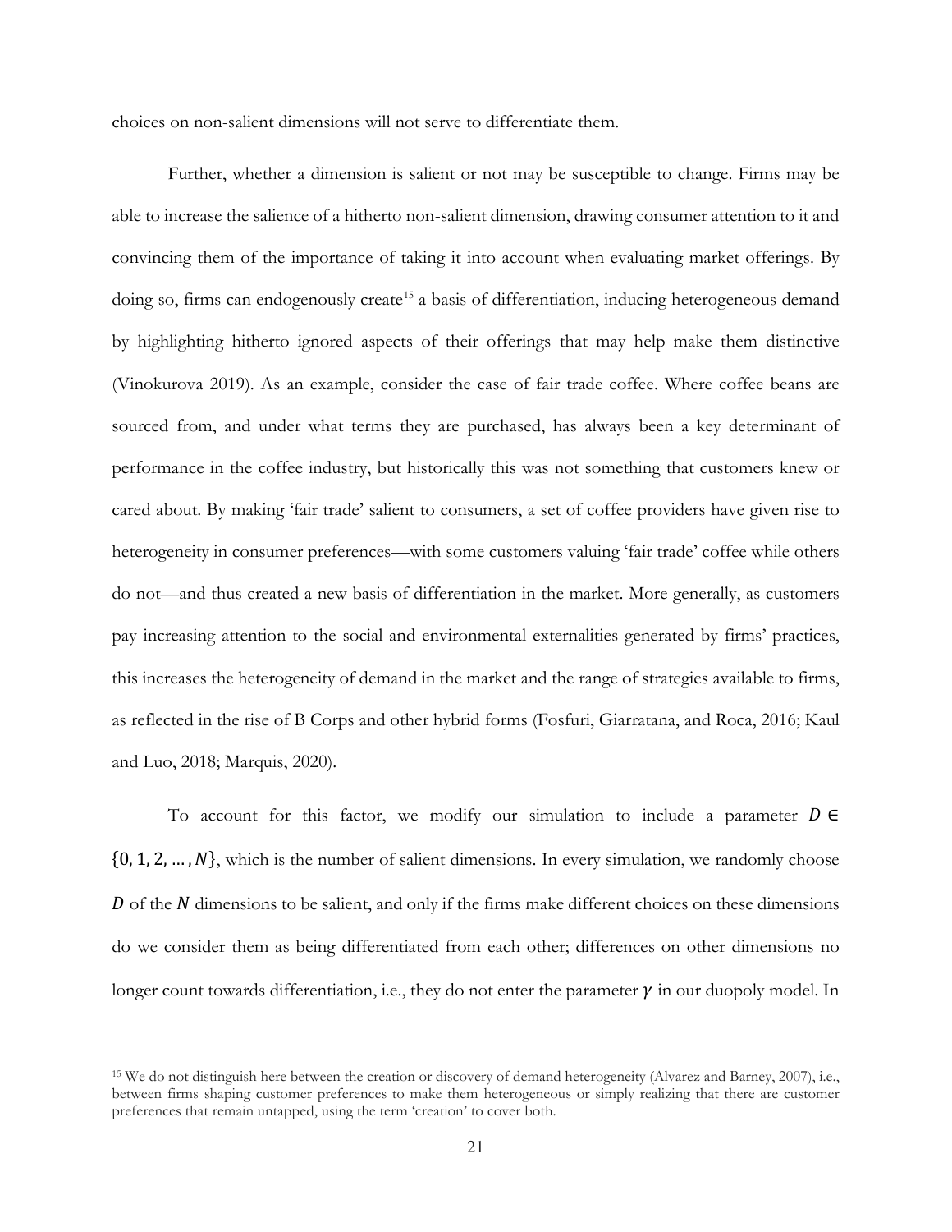choices on non-salient dimensions will not serve to differentiate them.

Further, whether a dimension is salient or not may be susceptible to change. Firms may be able to increase the salience of a hitherto non-salient dimension, drawing consumer attention to it and convincing them of the importance of taking it into account when evaluating market offerings. By doing so, firms can endogenously create[15] a basis of differentiation, inducing heterogeneous demand by highlighting hitherto ignored aspects of their offerings that may help make them distinctive (Vinokurova 2019). As an example, consider the case of fair trade coffee. Where coffee beans are sourced from, and under what terms they are purchased, has always been a key determinant of performance in the coffee industry, but historically this was not something that customers knew or cared about. By making 'fair trade' salient to consumers, a set of coffee providers have given rise to heterogeneity in consumer preferences—with some customers valuing 'fair trade' coffee while others do not—and thus created a new basis of differentiation in the market. More generally, as customers pay increasing attention to the social and environmental externalities generated by firms' practices, this increases the heterogeneity of demand in the market and the range of strategies available to firms, as reflected in the rise of B Corps and other hybrid forms (Fosfuri, Giarratana, and Roca, 2016; Kaul and Luo, 2018; Marquis, 2020).

To account for this factor, we modify our simulation to include a parameter $D \in \{0, 1, 2, \ldots, N\}$, which is the number of salient dimensions. In every simulation, we randomly choose $D$ of the $N$ dimensions to be salient, and only if the firms make different choices on these dimensions do we consider them as being differentiated from each other; differences on other dimensions no longer count towards differentiation, i.e., they do not enter the parameter $\gamma$ in our duopoly model. In

[15] We do not distinguish here between the creation or discovery of demand heterogeneity (Alvarez and Barney, 2007), i.e., between firms shaping customer preferences to make them heterogeneous or simply realizing that there are customer preferences that remain untapped, using the term 'creation' to cover both.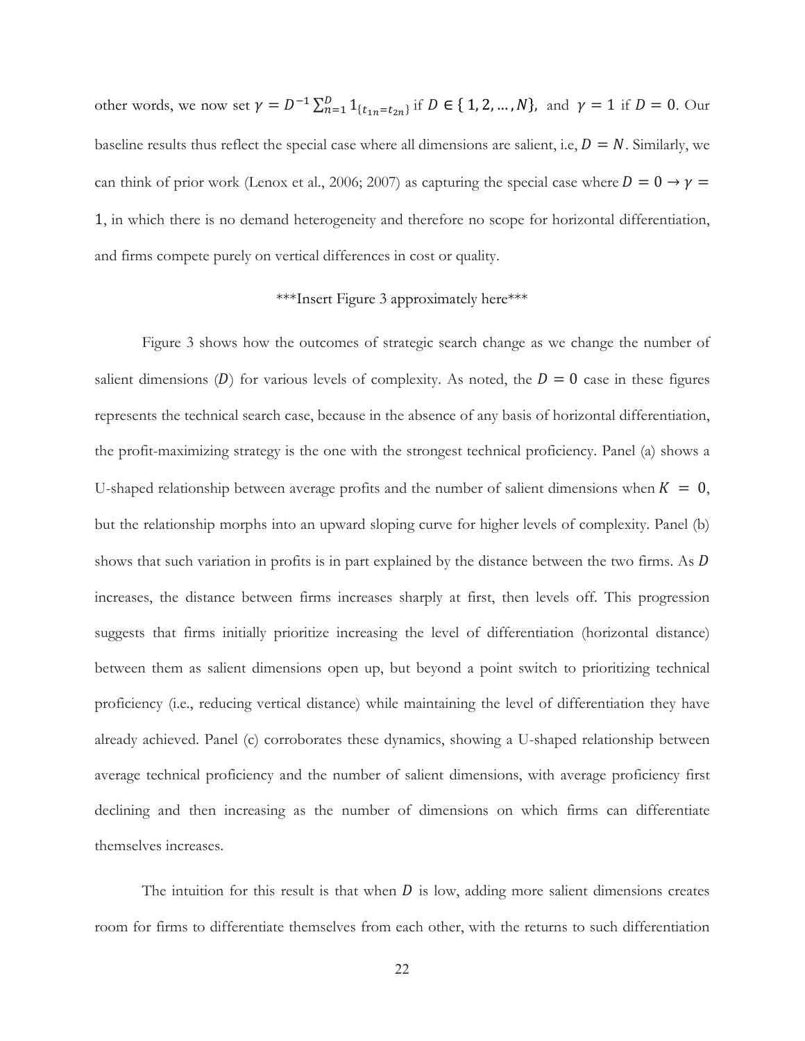other words, we now set $\gamma = D^{-1} \sum_{n=1}^{D} 1_{\{t_{1n}=t_{2n}\}}$ if $D \in \{1, 2, \ldots, N\}$, and $\gamma = 1$ if $D = 0$. Our baseline results thus reflect the special case where all dimensions are salient, i.e, $D = N$. Similarly, we can think of prior work (Lenox et al., 2006; 2007) as capturing the special case where $D = 0 \rightarrow \gamma = 1$, in which there is no demand heterogeneity and therefore no scope for horizontal differentiation, and firms compete purely on vertical differences in cost or quality.

***Insert Figure 3 approximately here***

Figure 3 shows how the outcomes of strategic search change as we change the number of salient dimensions ($D$) for various levels of complexity. As noted, the $D = 0$ case in these figures represents the technical search case, because in the absence of any basis of horizontal differentiation, the profit-maximizing strategy is the one with the strongest technical proficiency. Panel (a) shows a U-shaped relationship between average profits and the number of salient dimensions when $K = 0$, but the relationship morphs into an upward sloping curve for higher levels of complexity. Panel (b) shows that such variation in profits is in part explained by the distance between the two firms. As $D$ increases, the distance between firms increases sharply at first, then levels off. This progression suggests that firms initially prioritize increasing the level of differentiation (horizontal distance) between them as salient dimensions open up, but beyond a point switch to prioritizing technical proficiency (i.e., reducing vertical distance) while maintaining the level of differentiation they have already achieved. Panel (c) corroborates these dynamics, showing a U-shaped relationship between average technical proficiency and the number of salient dimensions, with average proficiency first declining and then increasing as the number of dimensions on which firms can differentiate themselves increases.

The intuition for this result is that when $D$ is low, adding more salient dimensions creates room for firms to differentiate themselves from each other, with the returns to such differentiation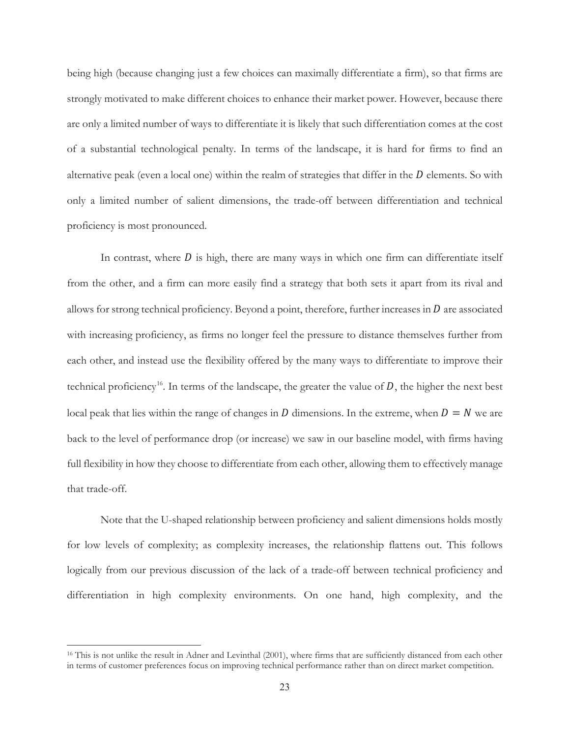being high (because changing just a few choices can maximally differentiate a firm), so that firms are strongly motivated to make different choices to enhance their market power. However, because there are only a limited number of ways to differentiate it is likely that such differentiation comes at the cost of a substantial technological penalty. In terms of the landscape, it is hard for firms to find an alternative peak (even a local one) within the realm of strategies that differ in the $D$ elements. So with only a limited number of salient dimensions, the trade-off between differentiation and technical proficiency is most pronounced.

In contrast, where $D$ is high, there are many ways in which one firm can differentiate itself from the other, and a firm can more easily find a strategy that both sets it apart from its rival and allows for strong technical proficiency. Beyond a point, therefore, further increases in $D$ are associated with increasing proficiency, as firms no longer feel the pressure to distance themselves further from each other, and instead use the flexibility offered by the many ways to differentiate to improve their technical proficiency[16]. In terms of the landscape, the greater the value of $D$, the higher the next best local peak that lies within the range of changes in $D$ dimensions. In the extreme, when $D = N$ we are back to the level of performance drop (or increase) we saw in our baseline model, with firms having full flexibility in how they choose to differentiate from each other, allowing them to effectively manage that trade-off.

Note that the U-shaped relationship between proficiency and salient dimensions holds mostly for low levels of complexity; as complexity increases, the relationship flattens out. This follows logically from our previous discussion of the lack of a trade-off between technical proficiency and differentiation in high complexity environments. On one hand, high complexity, and the

[16] This is not unlike the result in Adner and Levinthal (2001), where firms that are sufficiently distanced from each other in terms of customer preferences focus on improving technical performance rather than on direct market competition.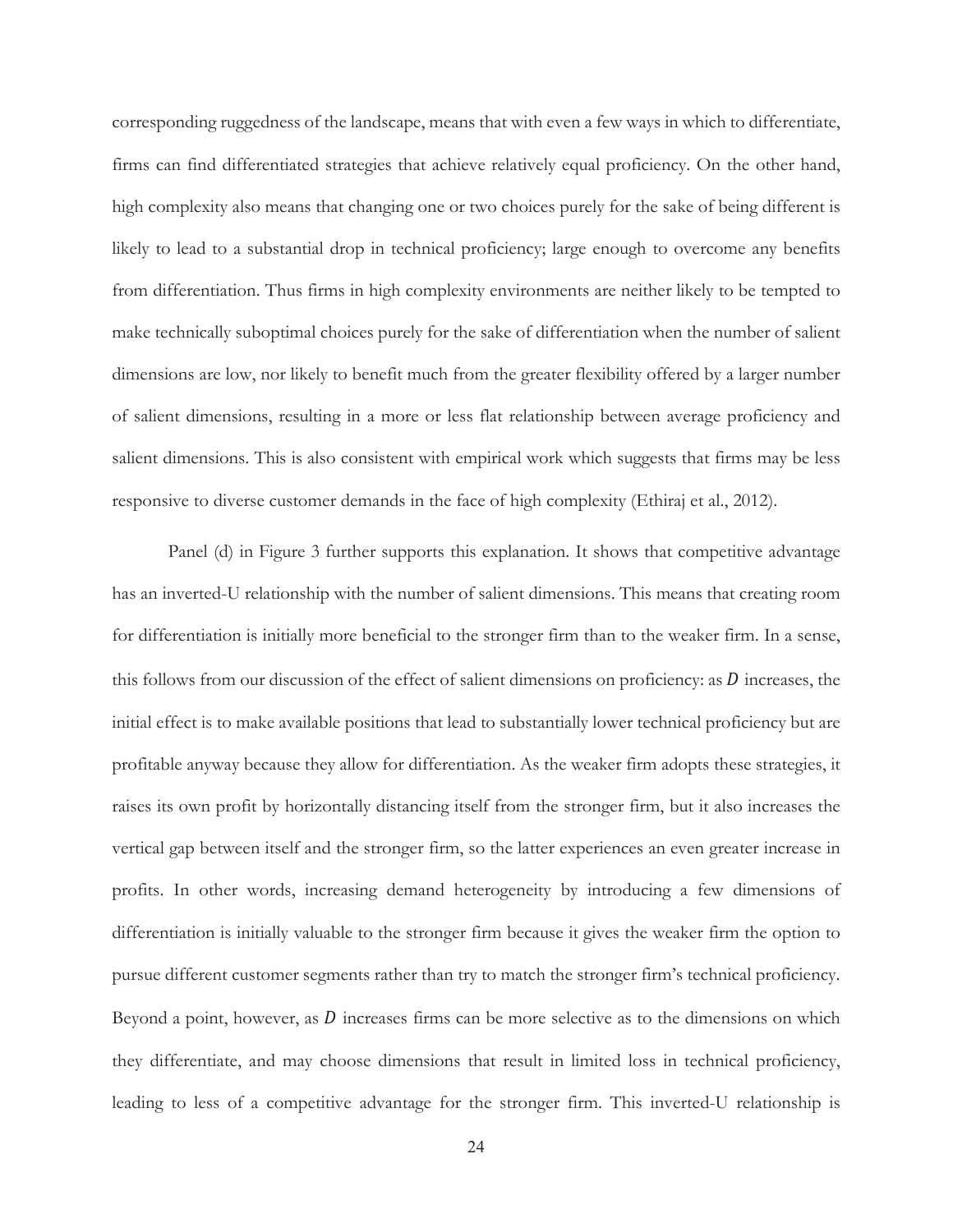corresponding ruggedness of the landscape, means that with even a few ways in which to differentiate, firms can find differentiated strategies that achieve relatively equal proficiency. On the other hand, high complexity also means that changing one or two choices purely for the sake of being different is likely to lead to a substantial drop in technical proficiency; large enough to overcome any benefits from differentiation. Thus firms in high complexity environments are neither likely to be tempted to make technically suboptimal choices purely for the sake of differentiation when the number of salient dimensions are low, nor likely to benefit much from the greater flexibility offered by a larger number of salient dimensions, resulting in a more or less flat relationship between average proficiency and salient dimensions. This is also consistent with empirical work which suggests that firms may be less responsive to diverse customer demands in the face of high complexity (Ethiraj et al., 2012).

Panel (d) in Figure 3 further supports this explanation. It shows that competitive advantage has an inverted-U relationship with the number of salient dimensions. This means that creating room for differentiation is initially more beneficial to the stronger firm than to the weaker firm. In a sense, this follows from our discussion of the effect of salient dimensions on proficiency: as $D$ increases, the initial effect is to make available positions that lead to substantially lower technical proficiency but are profitable anyway because they allow for differentiation. As the weaker firm adopts these strategies, it raises its own profit by horizontally distancing itself from the stronger firm, but it also increases the vertical gap between itself and the stronger firm, so the latter experiences an even greater increase in profits. In other words, increasing demand heterogeneity by introducing a few dimensions of differentiation is initially valuable to the stronger firm because it gives the weaker firm the option to pursue different customer segments rather than try to match the stronger firm's technical proficiency. Beyond a point, however, as $D$ increases firms can be more selective as to the dimensions on which they differentiate, and may choose dimensions that result in limited loss in technical proficiency, leading to less of a competitive advantage for the stronger firm. This inverted-U relationship is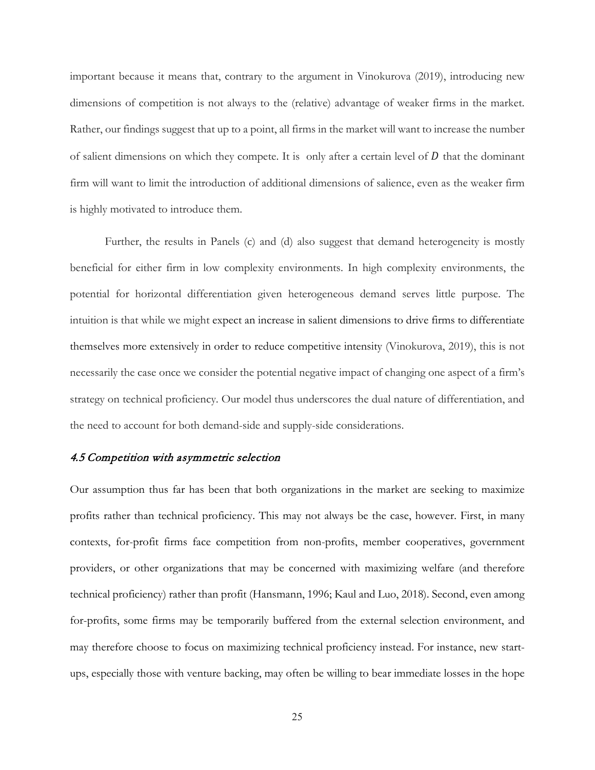important because it means that, contrary to the argument in Vinokurova (2019), introducing new dimensions of competition is not always to the (relative) advantage of weaker firms in the market. Rather, our findings suggest that up to a point, all firms in the market will want to increase the number of salient dimensions on which they compete. It is only after a certain level of $D$ that the dominant firm will want to limit the introduction of additional dimensions of salience, even as the weaker firm is highly motivated to introduce them.

Further, the results in Panels (c) and (d) also suggest that demand heterogeneity is mostly beneficial for either firm in low complexity environments. In high complexity environments, the potential for horizontal differentiation given heterogeneous demand serves little purpose. The intuition is that while we might expect an increase in salient dimensions to drive firms to differentiate themselves more extensively in order to reduce competitive intensity (Vinokurova, 2019), this is not necessarily the case once we consider the potential negative impact of changing one aspect of a firm's strategy on technical proficiency. Our model thus underscores the dual nature of differentiation, and the need to account for both demand-side and supply-side considerations.

### *4.5 Competition with asymmetric selection*

Our assumption thus far has been that both organizations in the market are seeking to maximize profits rather than technical proficiency. This may not always be the case, however. First, in many contexts, for-profit firms face competition from non-profits, member cooperatives, government providers, or other organizations that may be concerned with maximizing welfare (and therefore technical proficiency) rather than profit (Hansmann, 1996; Kaul and Luo, 2018). Second, even among for-profits, some firms may be temporarily buffered from the external selection environment, and may therefore choose to focus on maximizing technical proficiency instead. For instance, new start-ups, especially those with venture backing, may often be willing to bear immediate losses in the hope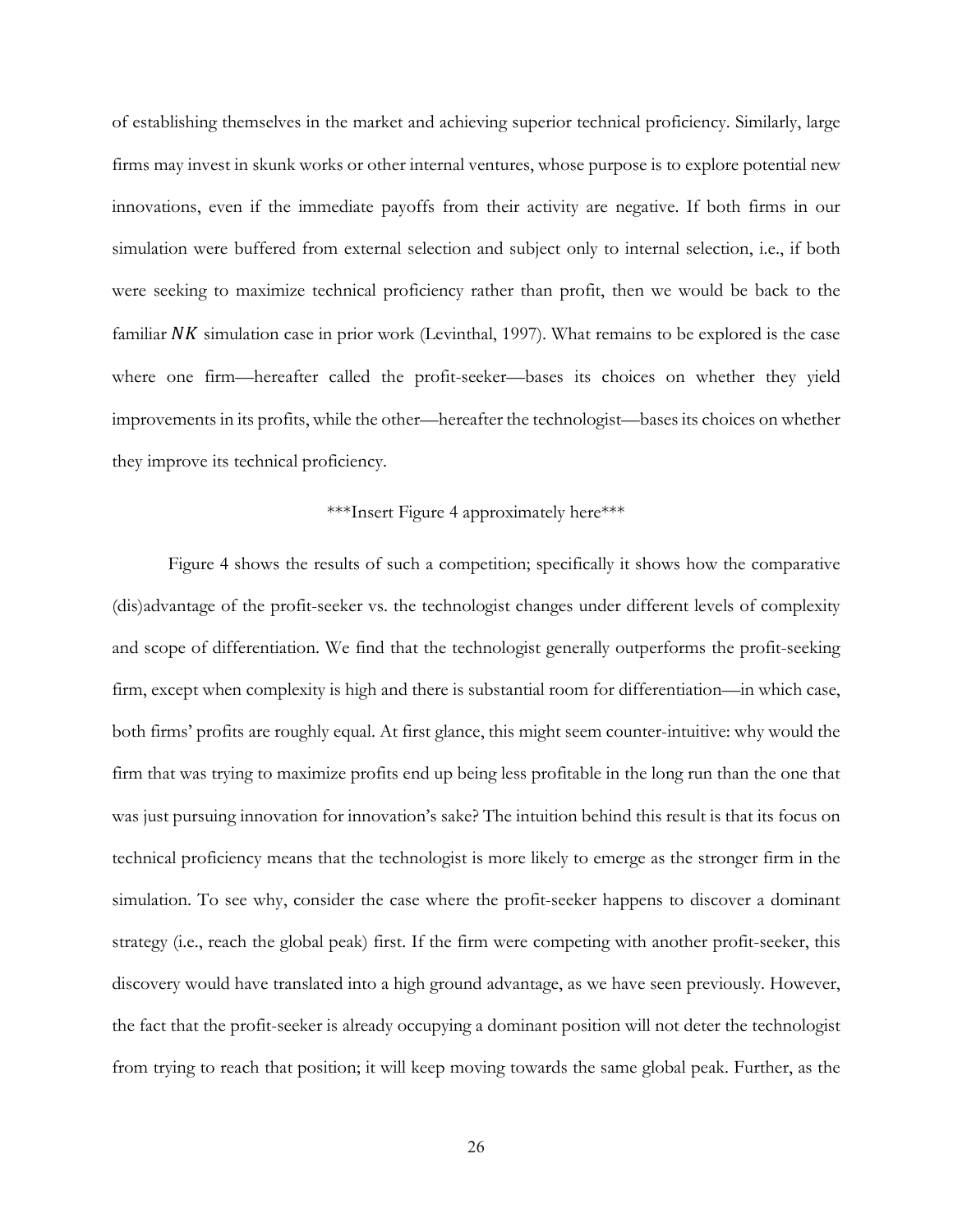of establishing themselves in the market and achieving superior technical proficiency. Similarly, large firms may invest in skunk works or other internal ventures, whose purpose is to explore potential new innovations, even if the immediate payoffs from their activity are negative. If both firms in our simulation were buffered from external selection and subject only to internal selection, i.e., if both were seeking to maximize technical proficiency rather than profit, then we would be back to the familiar $NK$ simulation case in prior work (Levinthal, 1997). What remains to be explored is the case where one firm—hereafter called the profit-seeker—bases its choices on whether they yield improvements in its profits, while the other—hereafter the technologist—bases its choices on whether they improve its technical proficiency.

***Insert Figure 4 approximately here***

Figure 4 shows the results of such a competition; specifically it shows how the comparative (dis)advantage of the profit-seeker vs. the technologist changes under different levels of complexity and scope of differentiation. We find that the technologist generally outperforms the profit-seeking firm, except when complexity is high and there is substantial room for differentiation—in which case, both firms' profits are roughly equal. At first glance, this might seem counter-intuitive: why would the firm that was trying to maximize profits end up being less profitable in the long run than the one that was just pursuing innovation for innovation's sake? The intuition behind this result is that its focus on technical proficiency means that the technologist is more likely to emerge as the stronger firm in the simulation. To see why, consider the case where the profit-seeker happens to discover a dominant strategy (i.e., reach the global peak) first. If the firm were competing with another profit-seeker, this discovery would have translated into a high ground advantage, as we have seen previously. However, the fact that the profit-seeker is already occupying a dominant position will not deter the technologist from trying to reach that position; it will keep moving towards the same global peak. Further, as the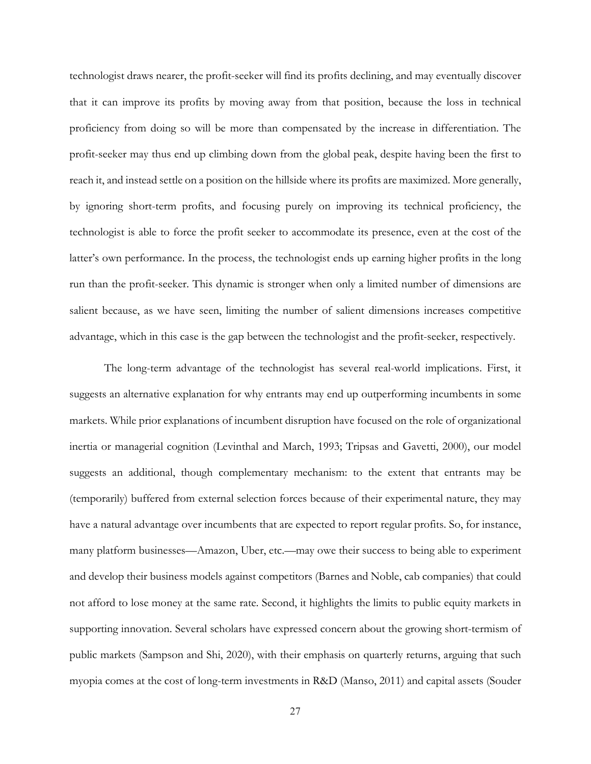technologist draws nearer, the profit-seeker will find its profits declining, and may eventually discover that it can improve its profits by moving away from that position, because the loss in technical proficiency from doing so will be more than compensated by the increase in differentiation. The profit-seeker may thus end up climbing down from the global peak, despite having been the first to reach it, and instead settle on a position on the hillside where its profits are maximized. More generally, by ignoring short-term profits, and focusing purely on improving its technical proficiency, the technologist is able to force the profit seeker to accommodate its presence, even at the cost of the latter's own performance. In the process, the technologist ends up earning higher profits in the long run than the profit-seeker. This dynamic is stronger when only a limited number of dimensions are salient because, as we have seen, limiting the number of salient dimensions increases competitive advantage, which in this case is the gap between the technologist and the profit-seeker, respectively.

The long-term advantage of the technologist has several real-world implications. First, it suggests an alternative explanation for why entrants may end up outperforming incumbents in some markets. While prior explanations of incumbent disruption have focused on the role of organizational inertia or managerial cognition (Levinthal and March, 1993; Tripsas and Gavetti, 2000), our model suggests an additional, though complementary mechanism: to the extent that entrants may be (temporarily) buffered from external selection forces because of their experimental nature, they may have a natural advantage over incumbents that are expected to report regular profits. So, for instance, many platform businesses—Amazon, Uber, etc.—may owe their success to being able to experiment and develop their business models against competitors (Barnes and Noble, cab companies) that could not afford to lose money at the same rate. Second, it highlights the limits to public equity markets in supporting innovation. Several scholars have expressed concern about the growing short-termism of public markets (Sampson and Shi, 2020), with their emphasis on quarterly returns, arguing that such myopia comes at the cost of long-term investments in R&D (Manso, 2011) and capital assets (Souder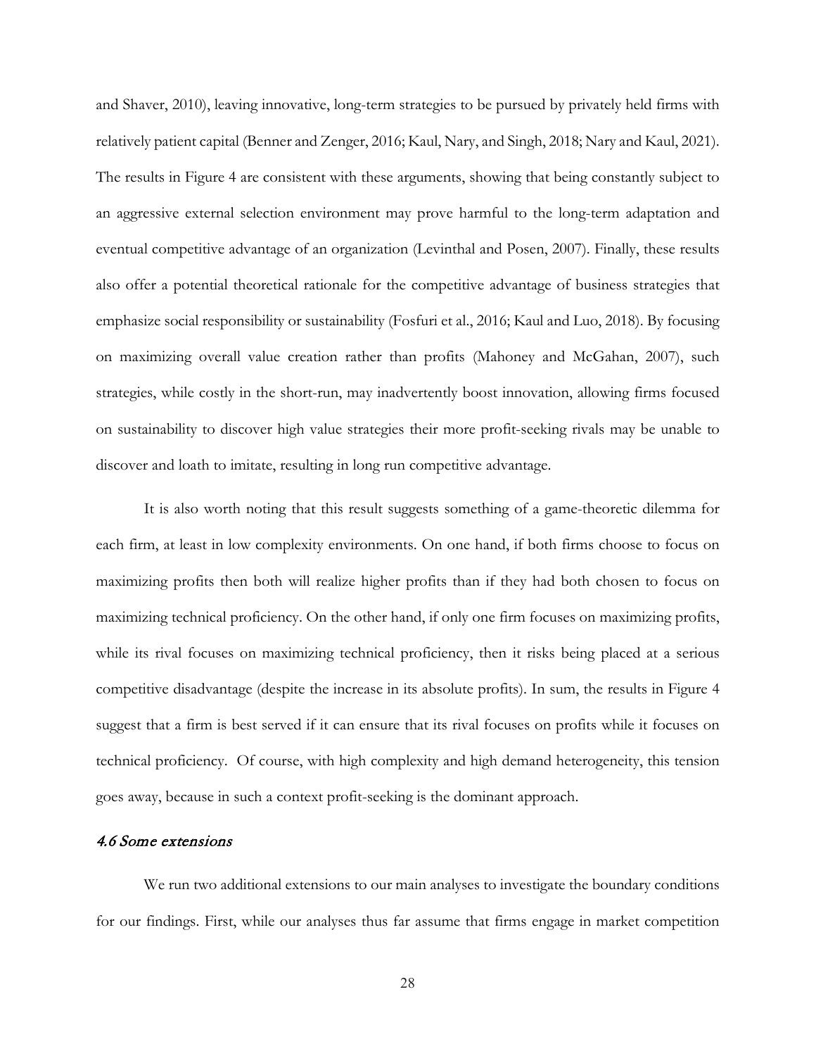and Shaver, 2010), leaving innovative, long-term strategies to be pursued by privately held firms with relatively patient capital (Benner and Zenger, 2016; Kaul, Nary, and Singh, 2018; Nary and Kaul, 2021). The results in Figure 4 are consistent with these arguments, showing that being constantly subject to an aggressive external selection environment may prove harmful to the long-term adaptation and eventual competitive advantage of an organization (Levinthal and Posen, 2007). Finally, these results also offer a potential theoretical rationale for the competitive advantage of business strategies that emphasize social responsibility or sustainability (Fosfuri et al., 2016; Kaul and Luo, 2018). By focusing on maximizing overall value creation rather than profits (Mahoney and McGahan, 2007), such strategies, while costly in the short-run, may inadvertently boost innovation, allowing firms focused on sustainability to discover high value strategies their more profit-seeking rivals may be unable to discover and loath to imitate, resulting in long run competitive advantage.

It is also worth noting that this result suggests something of a game-theoretic dilemma for each firm, at least in low complexity environments. On one hand, if both firms choose to focus on maximizing profits then both will realize higher profits than if they had both chosen to focus on maximizing technical proficiency. On the other hand, if only one firm focuses on maximizing profits, while its rival focuses on maximizing technical proficiency, then it risks being placed at a serious competitive disadvantage (despite the increase in its absolute profits). In sum, the results in Figure 4 suggest that a firm is best served if it can ensure that its rival focuses on profits while it focuses on technical proficiency. Of course, with high complexity and high demand heterogeneity, this tension goes away, because in such a context profit-seeking is the dominant approach.

### *4.6 Some extensions*

We run two additional extensions to our main analyses to investigate the boundary conditions for our findings. First, while our analyses thus far assume that firms engage in market competition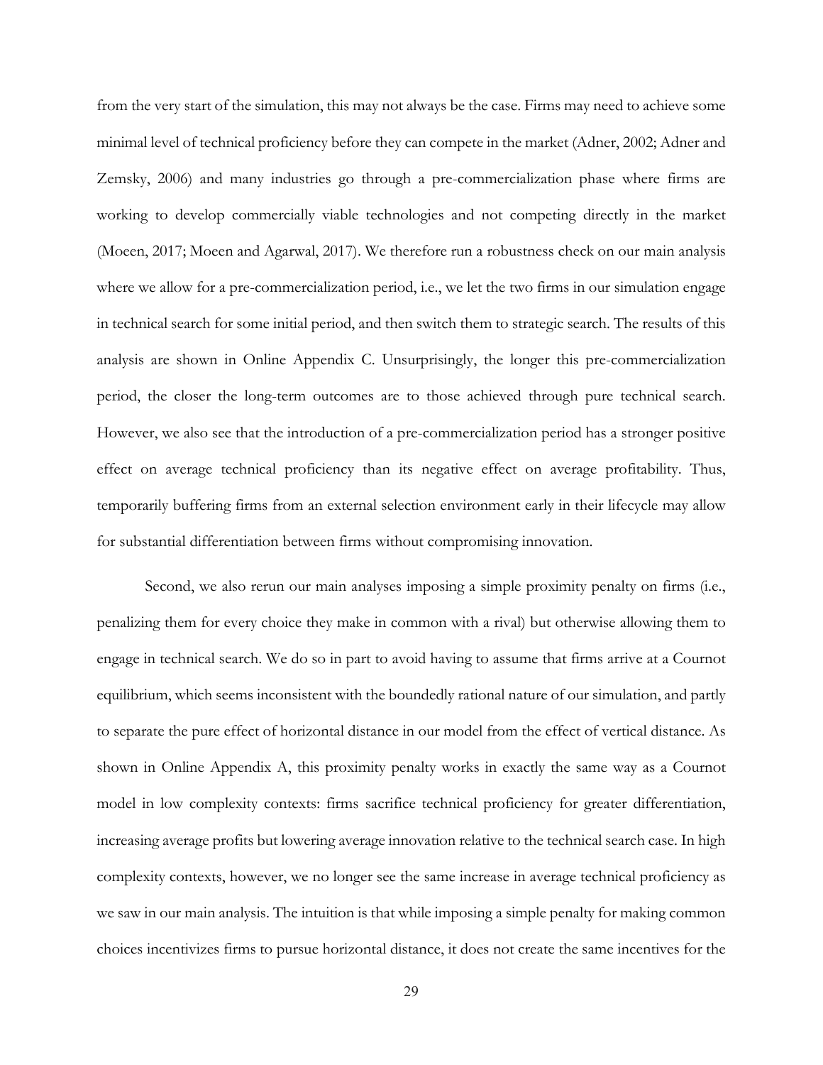from the very start of the simulation, this may not always be the case. Firms may need to achieve some minimal level of technical proficiency before they can compete in the market (Adner, 2002; Adner and Zemsky, 2006) and many industries go through a pre-commercialization phase where firms are working to develop commercially viable technologies and not competing directly in the market (Moeen, 2017; Moeen and Agarwal, 2017). We therefore run a robustness check on our main analysis where we allow for a pre-commercialization period, i.e., we let the two firms in our simulation engage in technical search for some initial period, and then switch them to strategic search. The results of this analysis are shown in Online Appendix C. Unsurprisingly, the longer this pre-commercialization period, the closer the long-term outcomes are to those achieved through pure technical search. However, we also see that the introduction of a pre-commercialization period has a stronger positive effect on average technical proficiency than its negative effect on average profitability. Thus, temporarily buffering firms from an external selection environment early in their lifecycle may allow for substantial differentiation between firms without compromising innovation.

Second, we also rerun our main analyses imposing a simple proximity penalty on firms (i.e., penalizing them for every choice they make in common with a rival) but otherwise allowing them to engage in technical search. We do so in part to avoid having to assume that firms arrive at a Cournot equilibrium, which seems inconsistent with the boundedly rational nature of our simulation, and partly to separate the pure effect of horizontal distance in our model from the effect of vertical distance. As shown in Online Appendix A, this proximity penalty works in exactly the same way as a Cournot model in low complexity contexts: firms sacrifice technical proficiency for greater differentiation, increasing average profits but lowering average innovation relative to the technical search case. In high complexity contexts, however, we no longer see the same increase in average technical proficiency as we saw in our main analysis. The intuition is that while imposing a simple penalty for making common choices incentivizes firms to pursue horizontal distance, it does not create the same incentives for the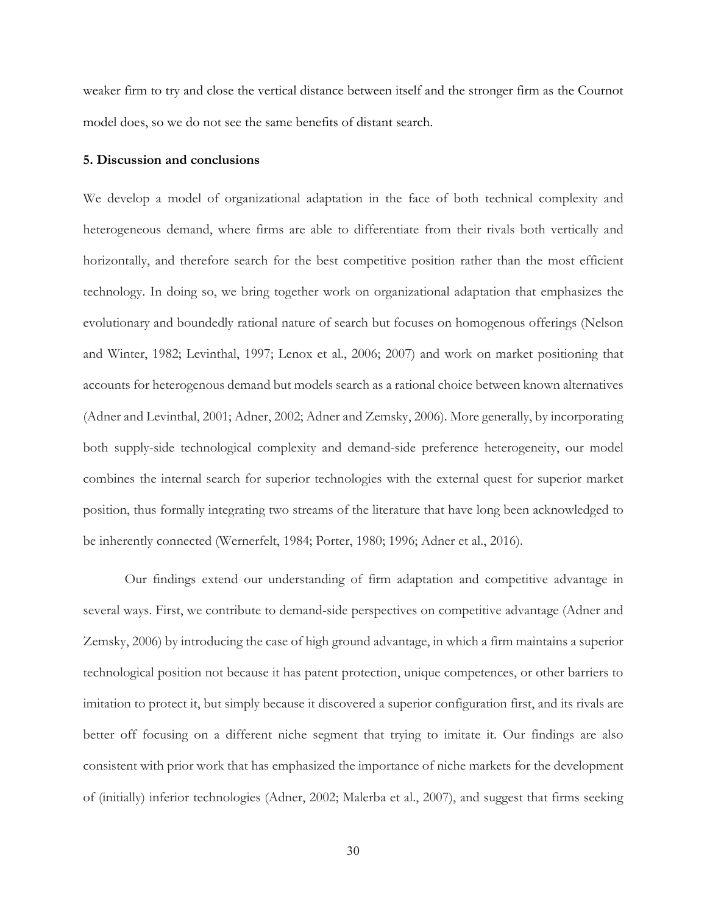weaker firm to try and close the vertical distance between itself and the stronger firm as the Cournot model does, so we do not see the same benefits of distant search.

## 5. Discussion and conclusions

We develop a model of organizational adaptation in the face of both technical complexity and heterogeneous demand, where firms are able to differentiate from their rivals both vertically and horizontally, and therefore search for the best competitive position rather than the most efficient technology. In doing so, we bring together work on organizational adaptation that emphasizes the evolutionary and boundedly rational nature of search but focuses on homogenous offerings (Nelson and Winter, 1982; Levinthal, 1997; Lenox et al., 2006; 2007) and work on market positioning that accounts for heterogenous demand but models search as a rational choice between known alternatives (Adner and Levinthal, 2001; Adner, 2002; Adner and Zemsky, 2006). More generally, by incorporating both supply-side technological complexity and demand-side preference heterogeneity, our model combines the internal search for superior technologies with the external quest for superior market position, thus formally integrating two streams of the literature that have long been acknowledged to be inherently connected (Wernerfelt, 1984; Porter, 1980; 1996; Adner et al., 2016).

Our findings extend our understanding of firm adaptation and competitive advantage in several ways. First, we contribute to demand-side perspectives on competitive advantage (Adner and Zemsky, 2006) by introducing the case of high ground advantage, in which a firm maintains a superior technological position not because it has patent protection, unique competences, or other barriers to imitation to protect it, but simply because it discovered a superior configuration first, and its rivals are better off focusing on a different niche segment that trying to imitate it. Our findings are also consistent with prior work that has emphasized the importance of niche markets for the development of (initially) inferior technologies (Adner, 2002; Malerba et al., 2007), and suggest that firms seeking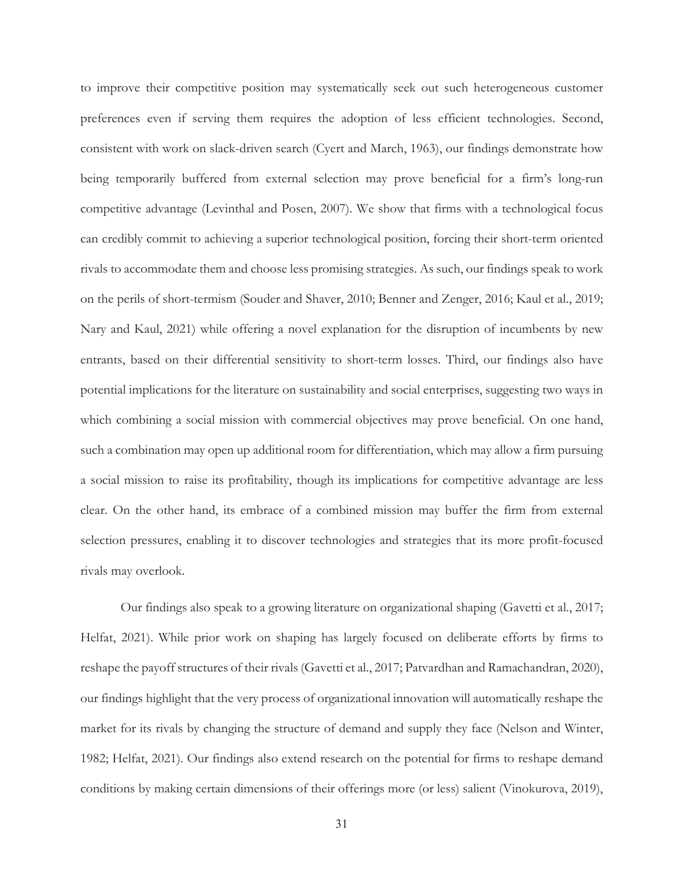to improve their competitive position may systematically seek out such heterogeneous customer preferences even if serving them requires the adoption of less efficient technologies. Second, consistent with work on slack-driven search (Cyert and March, 1963), our findings demonstrate how being temporarily buffered from external selection may prove beneficial for a firm's long-run competitive advantage (Levinthal and Posen, 2007). We show that firms with a technological focus can credibly commit to achieving a superior technological position, forcing their short-term oriented rivals to accommodate them and choose less promising strategies. As such, our findings speak to work on the perils of short-termism (Souder and Shaver, 2010; Benner and Zenger, 2016; Kaul et al., 2019; Nary and Kaul, 2021) while offering a novel explanation for the disruption of incumbents by new entrants, based on their differential sensitivity to short-term losses. Third, our findings also have potential implications for the literature on sustainability and social enterprises, suggesting two ways in which combining a social mission with commercial objectives may prove beneficial. On one hand, such a combination may open up additional room for differentiation, which may allow a firm pursuing a social mission to raise its profitability, though its implications for competitive advantage are less clear. On the other hand, its embrace of a combined mission may buffer the firm from external selection pressures, enabling it to discover technologies and strategies that its more profit-focused rivals may overlook.

Our findings also speak to a growing literature on organizational shaping (Gavetti et al., 2017; Helfat, 2021). While prior work on shaping has largely focused on deliberate efforts by firms to reshape the payoff structures of their rivals (Gavetti et al., 2017; Patvardhan and Ramachandran, 2020), our findings highlight that the very process of organizational innovation will automatically reshape the market for its rivals by changing the structure of demand and supply they face (Nelson and Winter, 1982; Helfat, 2021). Our findings also extend research on the potential for firms to reshape demand conditions by making certain dimensions of their offerings more (or less) salient (Vinokurova, 2019),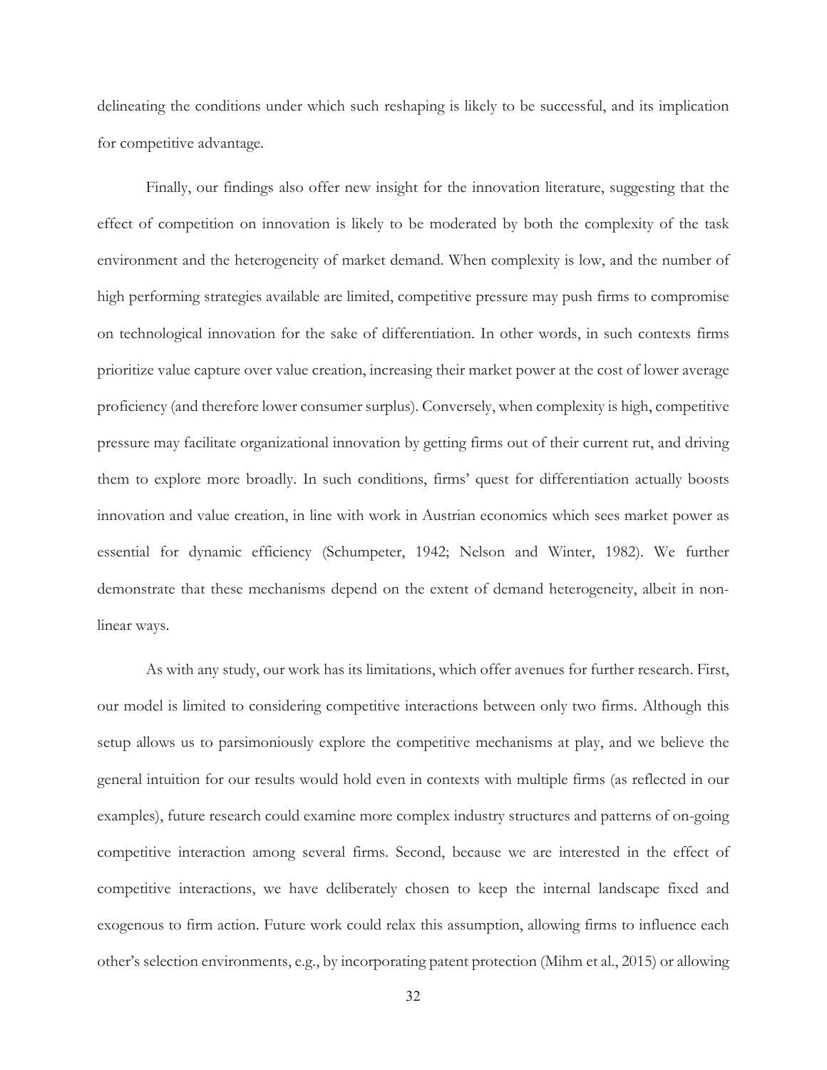delineating the conditions under which such reshaping is likely to be successful, and its implication for competitive advantage.

Finally, our findings also offer new insight for the innovation literature, suggesting that the effect of competition on innovation is likely to be moderated by both the complexity of the task environment and the heterogeneity of market demand. When complexity is low, and the number of high performing strategies available are limited, competitive pressure may push firms to compromise on technological innovation for the sake of differentiation. In other words, in such contexts firms prioritize value capture over value creation, increasing their market power at the cost of lower average proficiency (and therefore lower consumer surplus). Conversely, when complexity is high, competitive pressure may facilitate organizational innovation by getting firms out of their current rut, and driving them to explore more broadly. In such conditions, firms' quest for differentiation actually boosts innovation and value creation, in line with work in Austrian economics which sees market power as essential for dynamic efficiency (Schumpeter, 1942; Nelson and Winter, 1982). We further demonstrate that these mechanisms depend on the extent of demand heterogeneity, albeit in non-linear ways.

As with any study, our work has its limitations, which offer avenues for further research. First, our model is limited to considering competitive interactions between only two firms. Although this setup allows us to parsimoniously explore the competitive mechanisms at play, and we believe the general intuition for our results would hold even in contexts with multiple firms (as reflected in our examples), future research could examine more complex industry structures and patterns of on-going competitive interaction among several firms. Second, because we are interested in the effect of competitive interactions, we have deliberately chosen to keep the internal landscape fixed and exogenous to firm action. Future work could relax this assumption, allowing firms to influence each other's selection environments, e.g., by incorporating patent protection (Mihm et al., 2015) or allowing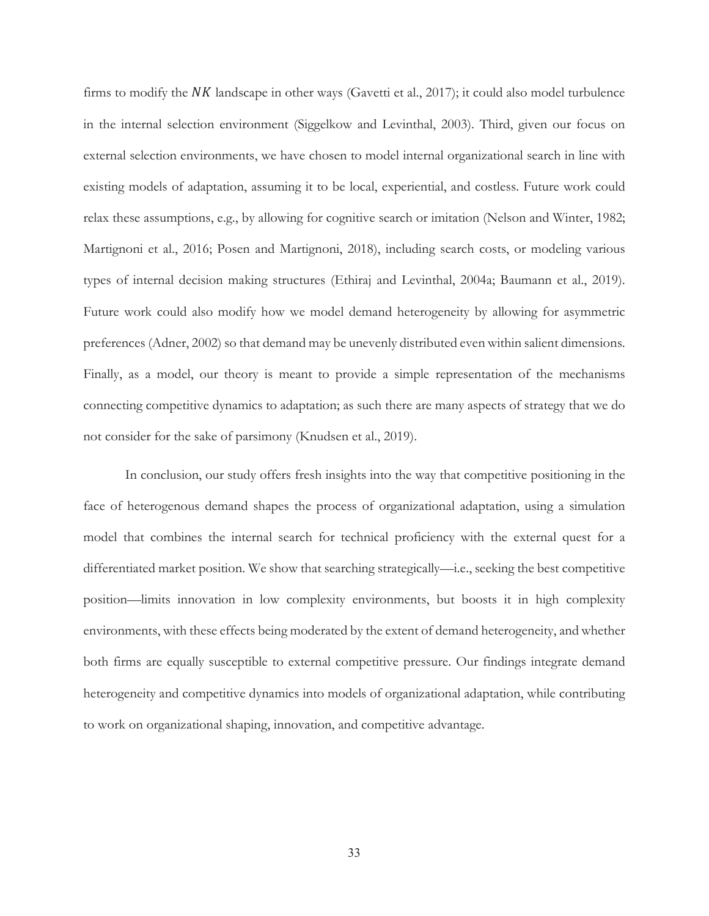firms to modify the $NK$ landscape in other ways (Gavetti et al., 2017); it could also model turbulence in the internal selection environment (Siggelkow and Levinthal, 2003). Third, given our focus on external selection environments, we have chosen to model internal organizational search in line with existing models of adaptation, assuming it to be local, experiential, and costless. Future work could relax these assumptions, e.g., by allowing for cognitive search or imitation (Nelson and Winter, 1982; Martignoni et al., 2016; Posen and Martignoni, 2018), including search costs, or modeling various types of internal decision making structures (Ethiraj and Levinthal, 2004a; Baumann et al., 2019). Future work could also modify how we model demand heterogeneity by allowing for asymmetric preferences (Adner, 2002) so that demand may be unevenly distributed even within salient dimensions. Finally, as a model, our theory is meant to provide a simple representation of the mechanisms connecting competitive dynamics to adaptation; as such there are many aspects of strategy that we do not consider for the sake of parsimony (Knudsen et al., 2019).

In conclusion, our study offers fresh insights into the way that competitive positioning in the face of heterogenous demand shapes the process of organizational adaptation, using a simulation model that combines the internal search for technical proficiency with the external quest for a differentiated market position. We show that searching strategically—i.e., seeking the best competitive position—limits innovation in low complexity environments, but boosts it in high complexity environments, with these effects being moderated by the extent of demand heterogeneity, and whether both firms are equally susceptible to external competitive pressure. Our findings integrate demand heterogeneity and competitive dynamics into models of organizational adaptation, while contributing to work on organizational shaping, innovation, and competitive advantage.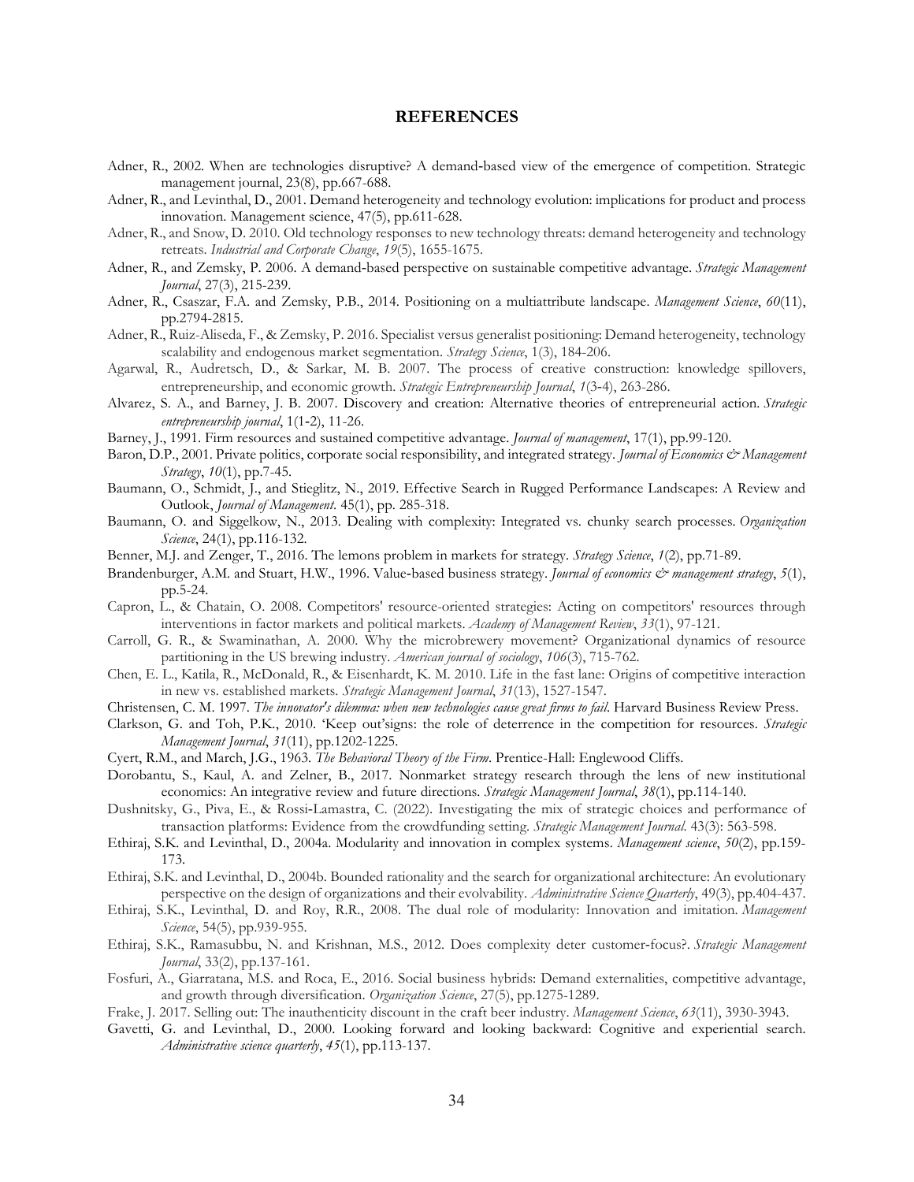# REFERENCES

Adner, R., 2002. When are technologies disruptive? A demand‐based view of the emergence of competition. Strategic management journal, 23(8), pp.667-688.

Adner, R., and Levinthal, D., 2001. Demand heterogeneity and technology evolution: implications for product and process innovation. Management science, 47(5), pp.611-628.

Adner, R., and Snow, D. 2010. Old technology responses to new technology threats: demand heterogeneity and technology retreats. *Industrial and Corporate Change*, *19*(5), 1655-1675.

Adner, R., and Zemsky, P. 2006. A demand‐based perspective on sustainable competitive advantage. *Strategic Management Journal*, 27(3), 215-239.

Adner, R., Csaszar, F.A. and Zemsky, P.B., 2014. Positioning on a multiattribute landscape. *Management Science*, *60*(11), pp.2794-2815.

Adner, R., Ruiz-Aliseda, F., & Zemsky, P. 2016. Specialist versus generalist positioning: Demand heterogeneity, technology scalability and endogenous market segmentation. *Strategy Science*, 1(3), 184-206.

Agarwal, R., Audretsch, D., & Sarkar, M. B. 2007. The process of creative construction: knowledge spillovers, entrepreneurship, and economic growth. *Strategic Entrepreneurship Journal*, *1*(3‐4), 263-286.

Alvarez, S. A., and Barney, J. B. 2007. Discovery and creation: Alternative theories of entrepreneurial action. *Strategic entrepreneurship journal*, 1(1‐2), 11-26.

Barney, J., 1991. Firm resources and sustained competitive advantage. *Journal of management*, 17(1), pp.99-120.

Baron, D.P., 2001. Private politics, corporate social responsibility, and integrated strategy. *Journal of Economics & Management Strategy*, *10*(1), pp.7-45.

Baumann, O., Schmidt, J., and Stieglitz, N., 2019. Effective Search in Rugged Performance Landscapes: A Review and Outlook, *Journal of Management.* 45(1), pp. 285-318.

Baumann, O. and Siggelkow, N., 2013. Dealing with complexity: Integrated vs. chunky search processes. *Organization Science*, 24(1), pp.116-132.

Benner, M.J. and Zenger, T., 2016. The lemons problem in markets for strategy. *Strategy Science*, *1*(2), pp.71-89.

Brandenburger, A.M. and Stuart, H.W., 1996. Value‐based business strategy. *Journal of economics & management strategy*, *5*(1), pp.5-24.

Capron, L., & Chatain, O. 2008. Competitors' resource-oriented strategies: Acting on competitors' resources through interventions in factor markets and political markets. *Academy of Management Review*, *33*(1), 97-121.

Carroll, G. R., & Swaminathan, A. 2000. Why the microbrewery movement? Organizational dynamics of resource partitioning in the US brewing industry. *American journal of sociology*, *106*(3), 715-762.

Chen, E. L., Katila, R., McDonald, R., & Eisenhardt, K. M. 2010. Life in the fast lane: Origins of competitive interaction in new vs. established markets. *Strategic Management Journal*, *31*(13), 1527-1547.

Christensen, C. M. 1997. *The innovator's dilemma: when new technologies cause great firms to fail*. Harvard Business Review Press.

Clarkson, G. and Toh, P.K., 2010. 'Keep out'signs: the role of deterrence in the competition for resources. *Strategic Management Journal*, *31*(11), pp.1202-1225.

Cyert, R.M., and March, J.G., 1963. *The Behavioral Theory of the Firm*. Prentice-Hall: Englewood Cliffs.

Dorobantu, S., Kaul, A. and Zelner, B., 2017. Nonmarket strategy research through the lens of new institutional economics: An integrative review and future directions. *Strategic Management Journal*, *38*(1), pp.114-140.

Dushnitsky, G., Piva, E., & Rossi-Lamastra, C. (2022). Investigating the mix of strategic choices and performance of transaction platforms: Evidence from the crowdfunding setting. *Strategic Management Journal*. 43(3): 563-598.

Ethiraj, S.K. and Levinthal, D., 2004a. Modularity and innovation in complex systems. *Management science*, *50*(2), pp.159-173.

Ethiraj, S.K. and Levinthal, D., 2004b. Bounded rationality and the search for organizational architecture: An evolutionary perspective on the design of organizations and their evolvability. *Administrative Science Quarterly*, 49(3), pp.404-437.

Ethiraj, S.K., Levinthal, D. and Roy, R.R., 2008. The dual role of modularity: Innovation and imitation. *Management Science*, 54(5), pp.939-955.

Ethiraj, S.K., Ramasubbu, N. and Krishnan, M.S., 2012. Does complexity deter customer‐focus?. *Strategic Management Journal*, 33(2), pp.137-161.

Fosfuri, A., Giarratana, M.S. and Roca, E., 2016. Social business hybrids: Demand externalities, competitive advantage, and growth through diversification. *Organization Science*, 27(5), pp.1275-1289.

Frake, J. 2017. Selling out: The inauthenticity discount in the craft beer industry. *Management Science*, *63*(11), 3930-3943.

Gavetti, G. and Levinthal, D., 2000. Looking forward and looking backward: Cognitive and experiential search. *Administrative science quarterly*, *45*(1), pp.113-137.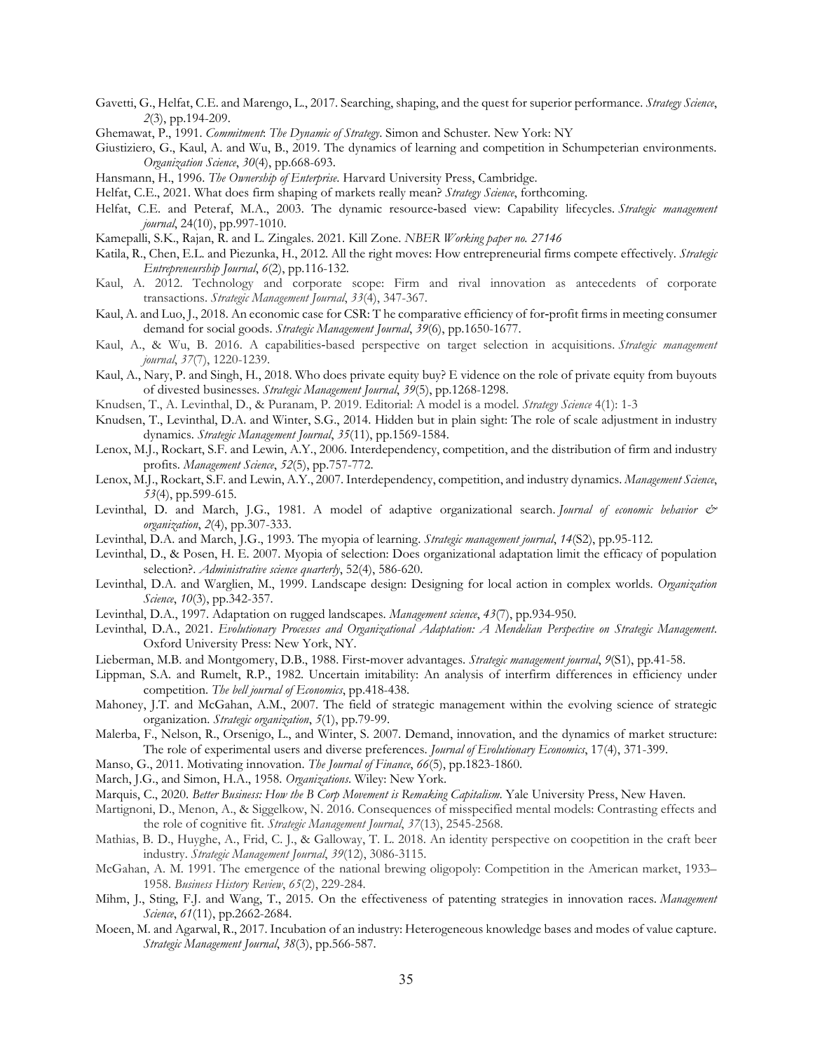Gavetti, G., Helfat, C.E. and Marengo, L., 2017. Searching, shaping, and the quest for superior performance. *Strategy Science*, *2*(3), pp.194-209.

Ghemawat, P., 1991. *Commitment: The Dynamic of Strategy*. Simon and Schuster. New York: NY

Giustiziero, G., Kaul, A. and Wu, B., 2019. The dynamics of learning and competition in Schumpeterian environments. *Organization Science*, *30*(4), pp.668-693.

Hansmann, H., 1996. *The Ownership of Enterprise*. Harvard University Press, Cambridge.

Helfat, C.E., 2021. What does firm shaping of markets really mean? *Strategy Science*, forthcoming.

Helfat, C.E. and Peteraf, M.A., 2003. The dynamic resource-based view: Capability lifecycles. *Strategic management journal*, 24(10), pp.997-1010.

Kamepalli, S.K., Rajan, R. and L. Zingales. 2021. Kill Zone. *NBER Working paper no. 27146*

Katila, R., Chen, E.L. and Piezunka, H., 2012. All the right moves: How entrepreneurial firms compete effectively. *Strategic Entrepreneurship Journal*, *6*(2), pp.116-132.

Kaul, A. 2012. Technology and corporate scope: Firm and rival innovation as antecedents of corporate transactions. *Strategic Management Journal*, *33*(4), 347-367.

Kaul, A. and Luo, J., 2018. An economic case for CSR: T he comparative efficiency of for-profit firms in meeting consumer demand for social goods. *Strategic Management Journal*, *39*(6), pp.1650-1677.

Kaul, A., & Wu, B. 2016. A capabilities-based perspective on target selection in acquisitions. *Strategic management journal*, *37*(7), 1220-1239.

Kaul, A., Nary, P. and Singh, H., 2018. Who does private equity buy? E vidence on the role of private equity from buyouts of divested businesses. *Strategic Management Journal*, *39*(5), pp.1268-1298.

Knudsen, T., A. Levinthal, D., & Puranam, P. 2019. Editorial: A model is a model. *Strategy Science* 4(1): 1-3

Knudsen, T., Levinthal, D.A. and Winter, S.G., 2014. Hidden but in plain sight: The role of scale adjustment in industry dynamics. *Strategic Management Journal*, *35*(11), pp.1569-1584.

Lenox, M.J., Rockart, S.F. and Lewin, A.Y., 2006. Interdependency, competition, and the distribution of firm and industry profits. *Management Science*, *52*(5), pp.757-772.

Lenox, M.J., Rockart, S.F. and Lewin, A.Y., 2007. Interdependency, competition, and industry dynamics. *Management Science*, *53*(4), pp.599-615.

Levinthal, D. and March, J.G., 1981. A model of adaptive organizational search. *Journal of economic behavior & organization*, *2*(4), pp.307-333.

Levinthal, D.A. and March, J.G., 1993. The myopia of learning. *Strategic management journal*, *14*(S2), pp.95-112.

Levinthal, D., & Posen, H. E. 2007. Myopia of selection: Does organizational adaptation limit the efficacy of population selection?. *Administrative science quarterly*, 52(4), 586-620.

Levinthal, D.A. and Warglien, M., 1999. Landscape design: Designing for local action in complex worlds. *Organization Science*, *10*(3), pp.342-357.

Levinthal, D.A., 1997. Adaptation on rugged landscapes. *Management science*, *43*(7), pp.934-950.

Levinthal, D.A., 2021. *Evolutionary Processes and Organizational Adaptation: A Mendelian Perspective on Strategic Management*. Oxford University Press: New York, NY.

Lieberman, M.B. and Montgomery, D.B., 1988. First-mover advantages. *Strategic management journal*, *9*(S1), pp.41-58.

Lippman, S.A. and Rumelt, R.P., 1982. Uncertain imitability: An analysis of interfirm differences in efficiency under competition. *The bell journal of Economics*, pp.418-438.

Mahoney, J.T. and McGahan, A.M., 2007. The field of strategic management within the evolving science of strategic organization. *Strategic organization*, *5*(1), pp.79-99.

Malerba, F., Nelson, R., Orsenigo, L., and Winter, S. 2007. Demand, innovation, and the dynamics of market structure: The role of experimental users and diverse preferences. *Journal of Evolutionary Economics*, 17(4), 371-399.

Manso, G., 2011. Motivating innovation. *The Journal of Finance*, *66*(5), pp.1823-1860.

March, J.G., and Simon, H.A., 1958. *Organizations*. Wiley: New York.

Marquis, C., 2020. *Better Business: How the B Corp Movement is Remaking Capitalism*. Yale University Press, New Haven.

Martignoni, D., Menon, A., & Siggelkow, N. 2016. Consequences of misspecified mental models: Contrasting effects and the role of cognitive fit. *Strategic Management Journal*, *37*(13), 2545-2568.

Mathias, B. D., Huyghe, A., Frid, C. J., & Galloway, T. L. 2018. An identity perspective on coopetition in the craft beer industry. *Strategic Management Journal*, *39*(12), 3086-3115.

McGahan, A. M. 1991. The emergence of the national brewing oligopoly: Competition in the American market, 1933–1958. *Business History Review*, *65*(2), 229-284.

Mihm, J., Sting, F.J. and Wang, T., 2015. On the effectiveness of patenting strategies in innovation races. *Management Science*, *61*(11), pp.2662-2684.

Moeen, M. and Agarwal, R., 2017. Incubation of an industry: Heterogeneous knowledge bases and modes of value capture. *Strategic Management Journal*, *38*(3), pp.566-587.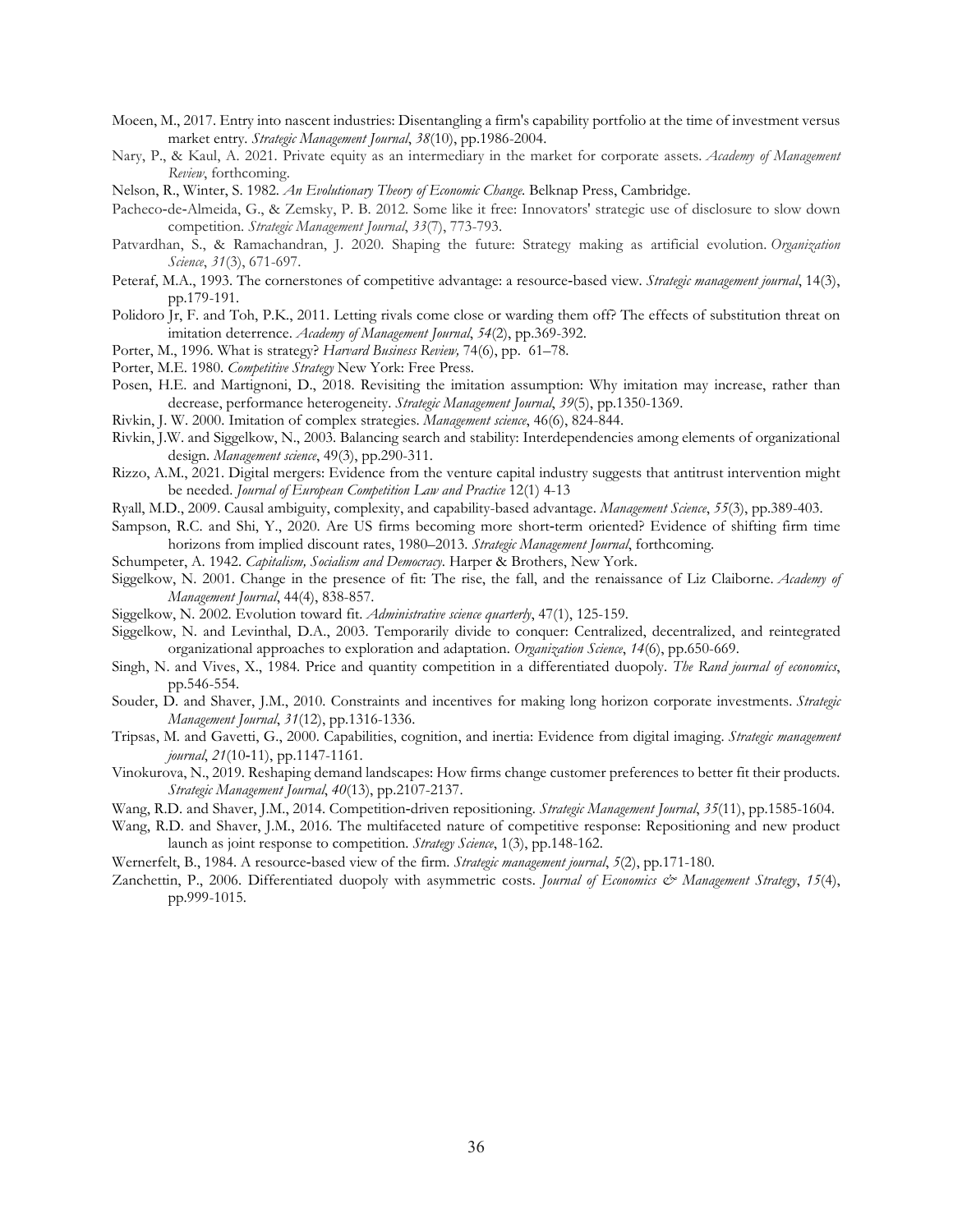Moeen, M., 2017. Entry into nascent industries: Disentangling a firm's capability portfolio at the time of investment versus market entry. *Strategic Management Journal*, *38*(10), pp.1986-2004.

Nary, P., & Kaul, A. 2021. Private equity as an intermediary in the market for corporate assets. *Academy of Management Review*, forthcoming.

Nelson, R., Winter, S. 1982. *An Evolutionary Theory of Economic Change*. Belknap Press, Cambridge.

Pacheco-de-Almeida, G., & Zemsky, P. B. 2012. Some like it free: Innovators' strategic use of disclosure to slow down competition. *Strategic Management Journal*, *33*(7), 773-793.

Patvardhan, S., & Ramachandran, J. 2020. Shaping the future: Strategy making as artificial evolution. *Organization Science*, *31*(3), 671-697.

Peteraf, M.A., 1993. The cornerstones of competitive advantage: a resource‐based view. *Strategic management journal*, 14(3), pp.179-191.

Polidoro Jr, F. and Toh, P.K., 2011. Letting rivals come close or warding them off? The effects of substitution threat on imitation deterrence. *Academy of Management Journal*, *54*(2), pp.369-392.

Porter, M., 1996. What is strategy? *Harvard Business Review,* 74(6), pp. 61–78.

Porter, M.E. 1980. *Competitive Strategy* New York: Free Press.

Posen, H.E. and Martignoni, D., 2018. Revisiting the imitation assumption: Why imitation may increase, rather than decrease, performance heterogeneity. *Strategic Management Journal*, *39*(5), pp.1350-1369.

Rivkin, J. W. 2000. Imitation of complex strategies. *Management science*, 46(6), 824-844.

Rivkin, J.W. and Siggelkow, N., 2003. Balancing search and stability: Interdependencies among elements of organizational design. *Management science*, 49(3), pp.290-311.

Rizzo, A.M., 2021. Digital mergers: Evidence from the venture capital industry suggests that antitrust intervention might be needed. *Journal of European Competition Law and Practice* 12(1) 4-13

Ryall, M.D., 2009. Causal ambiguity, complexity, and capability-based advantage. *Management Science*, *55*(3), pp.389-403.

Sampson, R.C. and Shi, Y., 2020. Are US firms becoming more short‐term oriented? Evidence of shifting firm time horizons from implied discount rates, 1980–2013. *Strategic Management Journal*, forthcoming.

Schumpeter, A. 1942. *Capitalism, Socialism and Democracy*. Harper & Brothers, New York.

Siggelkow, N. 2001. Change in the presence of fit: The rise, the fall, and the renaissance of Liz Claiborne. *Academy of Management Journal*, 44(4), 838-857.

Siggelkow, N. 2002. Evolution toward fit. *Administrative science quarterly*, 47(1), 125-159.

Siggelkow, N. and Levinthal, D.A., 2003. Temporarily divide to conquer: Centralized, decentralized, and reintegrated organizational approaches to exploration and adaptation. *Organization Science*, *14*(6), pp.650-669.

Singh, N. and Vives, X., 1984. Price and quantity competition in a differentiated duopoly. *The Rand journal of economics*, pp.546-554.

Souder, D. and Shaver, J.M., 2010. Constraints and incentives for making long horizon corporate investments. *Strategic Management Journal*, *31*(12), pp.1316-1336.

Tripsas, M. and Gavetti, G., 2000. Capabilities, cognition, and inertia: Evidence from digital imaging. *Strategic management journal*, *21*(10‐11), pp.1147-1161.

Vinokurova, N., 2019. Reshaping demand landscapes: How firms change customer preferences to better fit their products. *Strategic Management Journal*, *40*(13), pp.2107-2137.

Wang, R.D. and Shaver, J.M., 2014. Competition‐driven repositioning. *Strategic Management Journal*, *35*(11), pp.1585-1604.

Wang, R.D. and Shaver, J.M., 2016. The multifaceted nature of competitive response: Repositioning and new product launch as joint response to competition. *Strategy Science*, 1(3), pp.148-162.

Wernerfelt, B., 1984. A resource‐based view of the firm. *Strategic management journal*, *5*(2), pp.171-180.

Zanchettin, P., 2006. Differentiated duopoly with asymmetric costs. *Journal of Economics & Management Strategy*, *15*(4), pp.999-1015.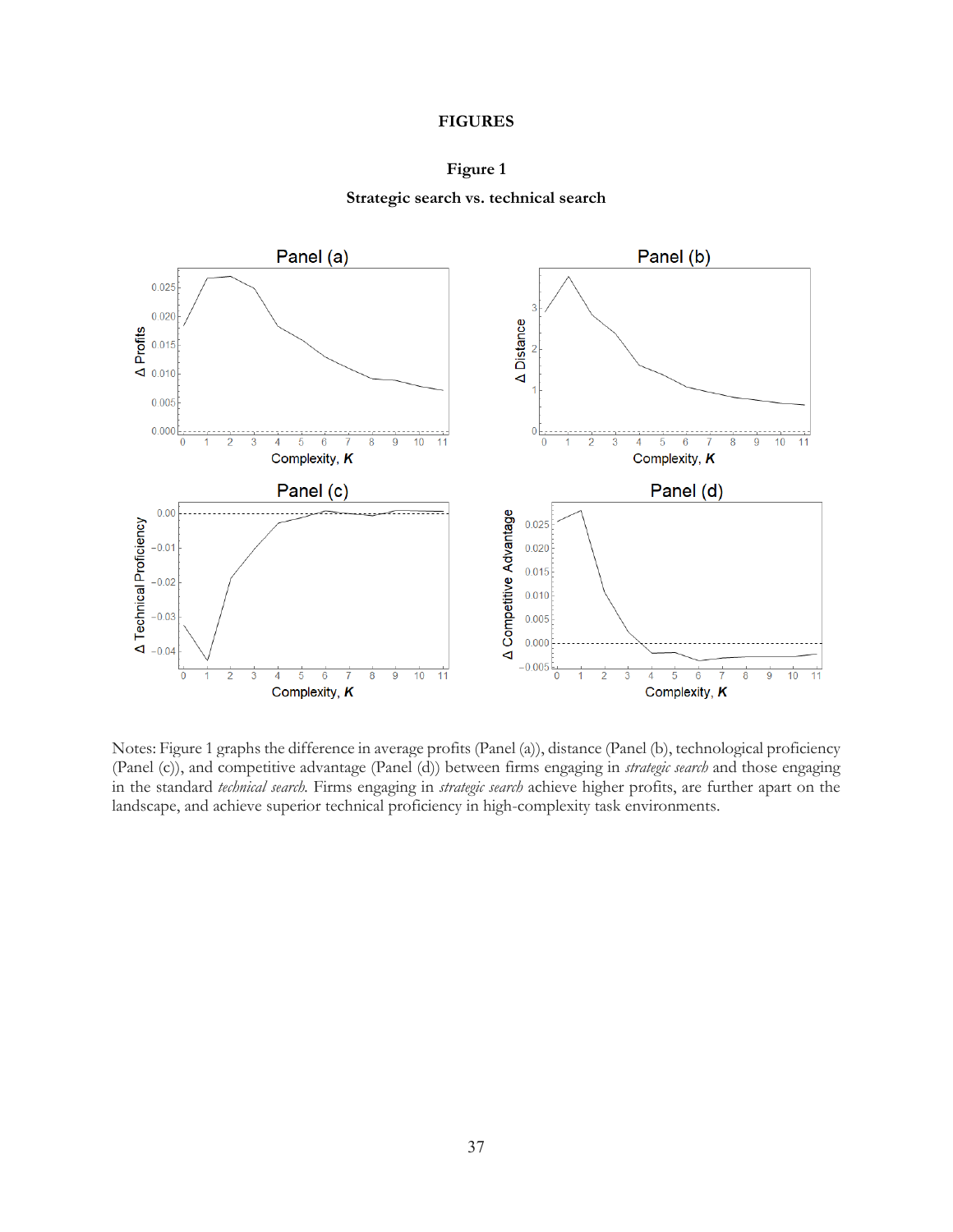# FIGURES

**Figure 1**

**Strategic search vs. technical search**

Panel (a)

Δ Profits

0.025
0.020
0.015
0.010
0.005
0.000

0 1 2 3 4 5 6 7 8 9 10 11

Complexity, ***K***

Panel (b)

Δ Distance

3
2
1
0

0 1 2 3 4 5 6 7 8 9 10 11

Complexity, ***K***

Panel (c)

Δ Technical Proficiency

0.00
−0.01
−0.02
−0.03
−0.04

0 1 2 3 4 5 6 7 8 9 10 11

Complexity, ***K***

Panel (d)

Δ Competitive Advantage

0.025
0.020
0.015
0.010
0.005
0.000
−0.005

0 1 2 3 4 5 6 7 8 9 10 11

Complexity, ***K***

Notes: Figure 1 graphs the difference in average profits (Panel (a)), distance (Panel (b), technological proficiency (Panel (c)), and competitive advantage (Panel (d)) between firms engaging in *strategic search* and those engaging in the standard *technical search*. Firms engaging in *strategic search* achieve higher profits, are further apart on the landscape, and achieve superior technical proficiency in high-complexity task environments.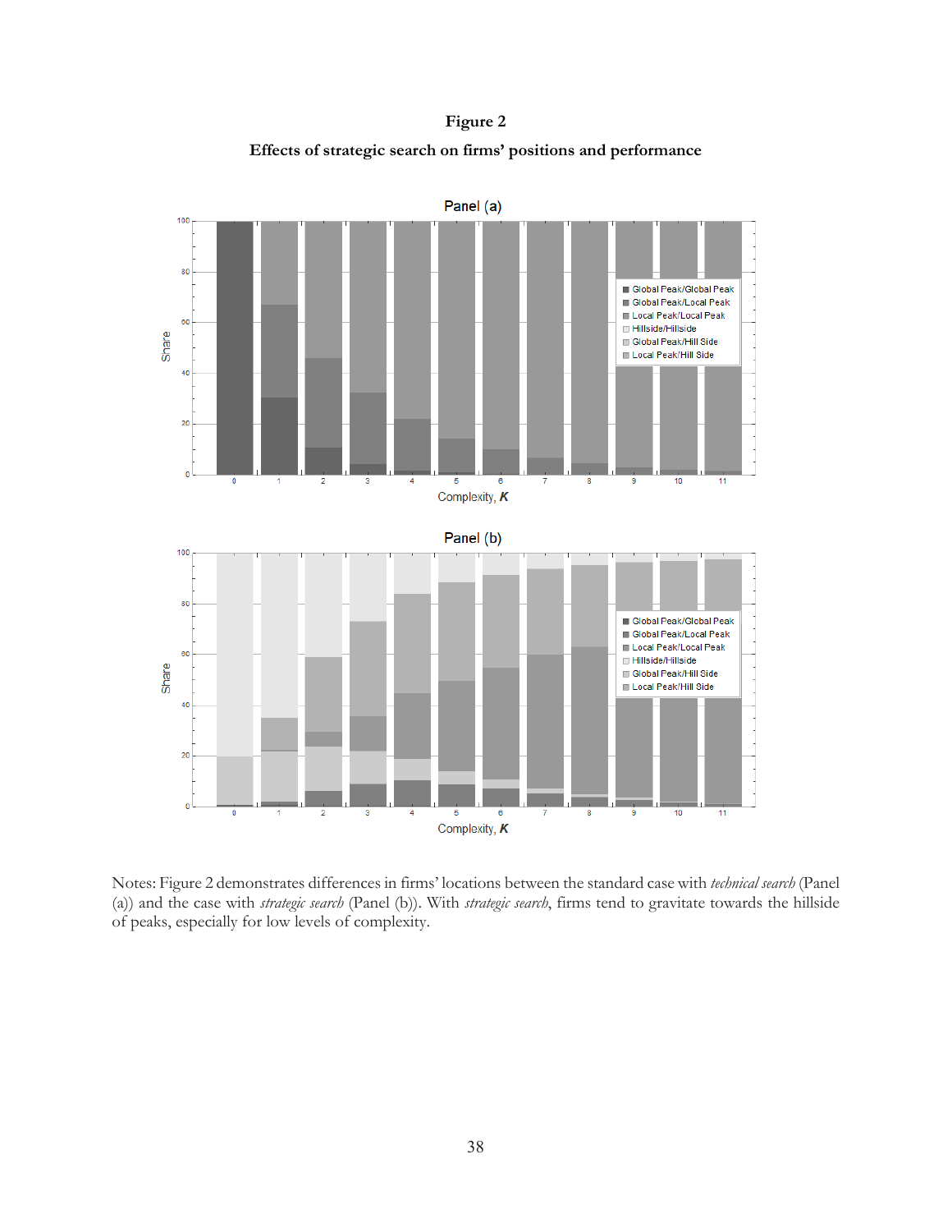**Figure 2**

**Effects of strategic search on firms' positions and performance**

Panel (a)

100
80
60
40
20
0

Share

0 1 2 3 4 5 6 7 8 9 10 11

Complexity, ***K***

Global Peak/Global Peak
Global Peak/Local Peak
Local Peak/Local Peak
Hillside/Hillside
Global Peak/Hill Side
Local Peak/Hill Side

Panel (b)

100
80
60
40
20
0

Share

0 1 2 3 4 5 6 7 8 9 10 11

Complexity, ***K***

Global Peak/Global Peak
Global Peak/Local Peak
Local Peak/Local Peak
Hillside/Hillside
Global Peak/Hill Side
Local Peak/Hill Side

Notes: Figure 2 demonstrates differences in firms' locations between the standard case with *technical search* (Panel (a)) and the case with *strategic search* (Panel (b)). With *strategic search*, firms tend to gravitate towards the hillside of peaks, especially for low levels of complexity.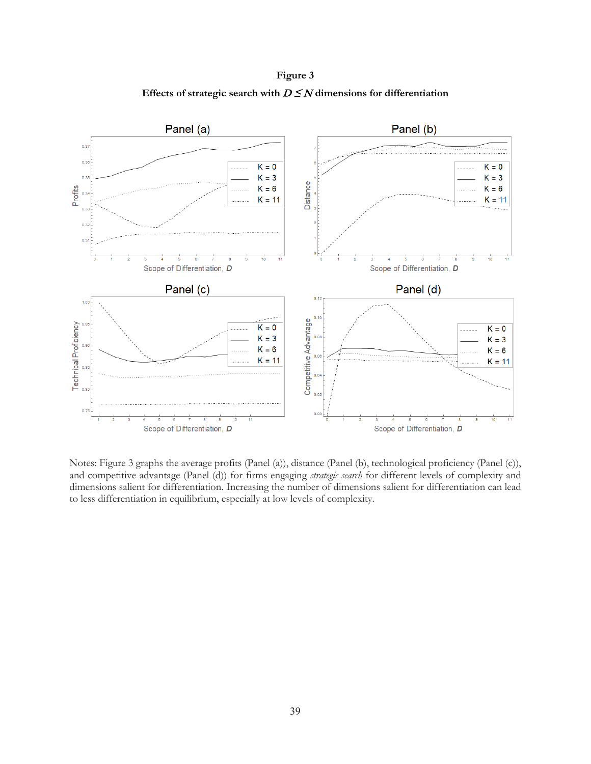**Figure 3**

**Effects of strategic search with $D \leq N$ dimensions for differentiation**

Panel (a)

Profits

0.37
0.36
0.35
0.34
0.33
0.32
0.31

0 1 2 3 4 5 6 7 8 9 10 11

Scope of Differentiation, *D*

K = 0
K = 3
K = 6
K = 11

Panel (b)

Distance

7
6
5
4
3
2
1
0

0 1 2 3 4 5 6 7 8 9 10 11

Scope of Differentiation, *D*

K = 0
K = 3
K = 6
K = 11

Panel (c)

Technical Proficiency

1.00
0.95
0.90
0.85
0.80
0.75

1 2 3 4 5 6 7 8 9 10 11

Scope of Differentiation, *D*

K = 0
K = 3
K = 6
K = 11

Panel (d)

Competitive Advantage

0.12
0.10
0.08
0.06
0.04
0.02
0.00

0 1 2 3 4 5 6 7 8 9 10 11

Scope of Differentiation, *D*

K = 0
K = 3
K = 6
K = 11

Notes: Figure 3 graphs the average profits (Panel (a)), distance (Panel (b), technological proficiency (Panel (c)), and competitive advantage (Panel (d)) for firms engaging *strategic search* for different levels of complexity and dimensions salient for differentiation. Increasing the number of dimensions salient for differentiation can lead to less differentiation in equilibrium, especially at low levels of complexity.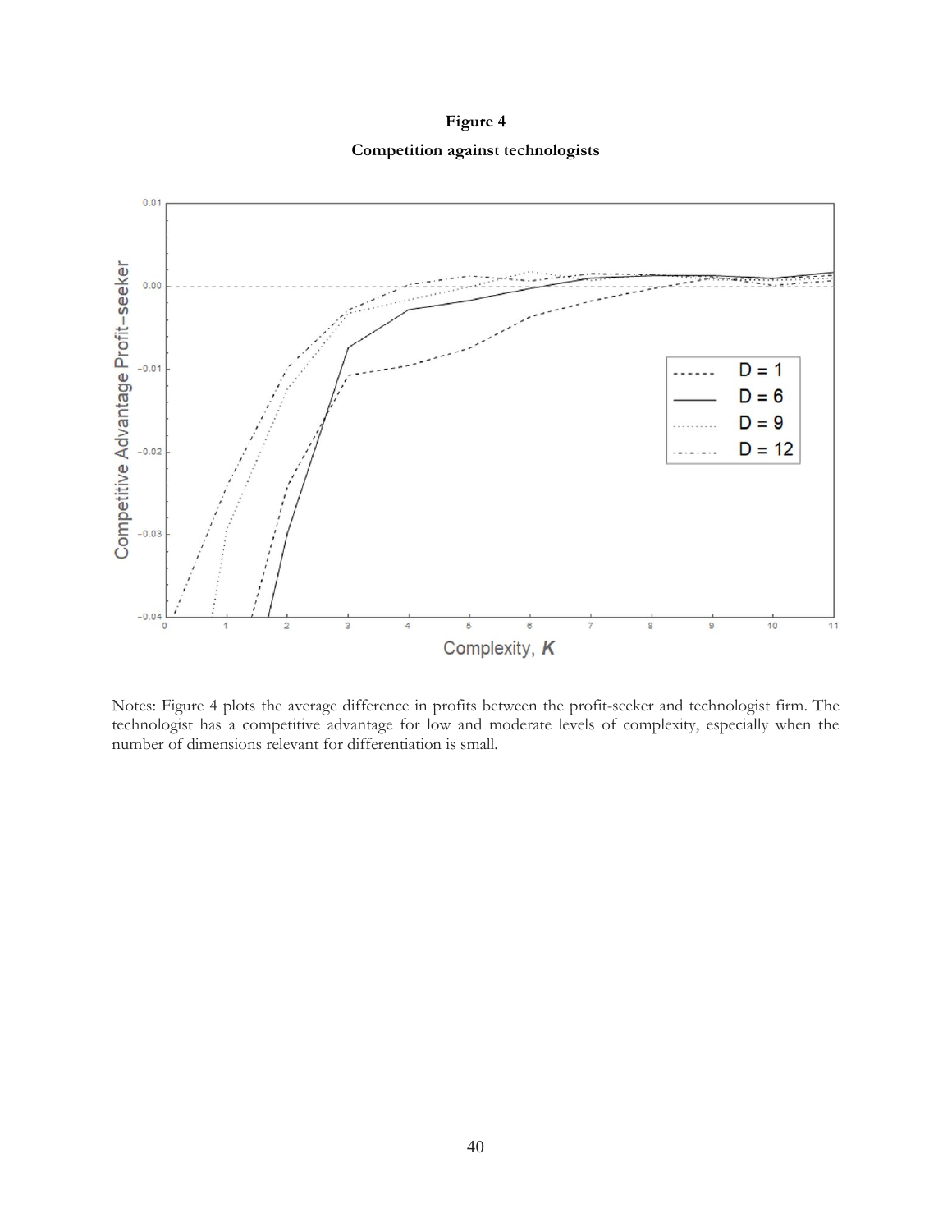**Figure 4**

**Competition against technologists**

Competitive Advantage Profit-seeker

0.01

0.00

-0.01

-0.02

-0.03

-0.04

0 1 2 3 4 5 6 7 8 9 10 11

Complexity, ***K***

D = 1

D = 6

D = 9

D = 12

Notes: Figure 4 plots the average difference in profits between the profit-seeker and technologist firm. The technologist has a competitive advantage for low and moderate levels of complexity, especially when the number of dimensions relevant for differentiation is small.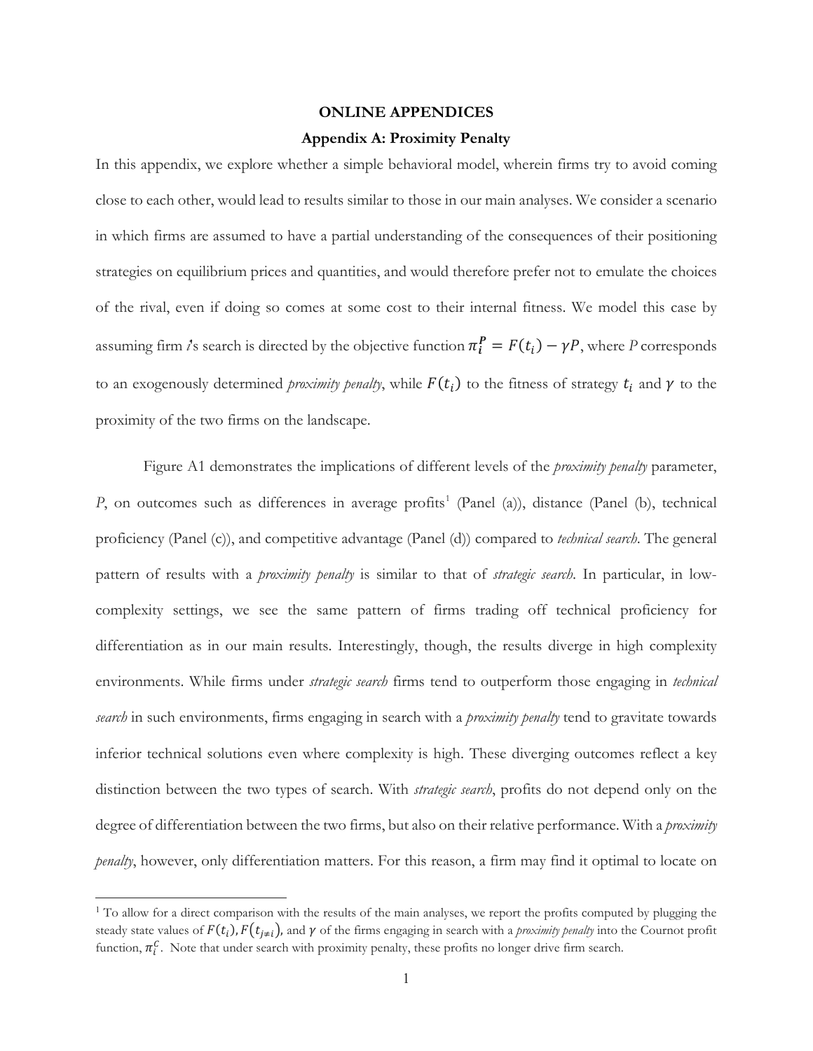**ONLINE APPENDICES**

**Appendix A: Proximity Penalty**

In this appendix, we explore whether a simple behavioral model, wherein firms try to avoid coming close to each other, would lead to results similar to those in our main analyses. We consider a scenario in which firms are assumed to have a partial understanding of the consequences of their positioning strategies on equilibrium prices and quantities, and would therefore prefer not to emulate the choices of the rival, even if doing so comes at some cost to their internal fitness. We model this case by assuming firm *i*'s search is directed by the objective function $\pi_i^P = F(t_i) - \gamma P$, where *P* corresponds to an exogenously determined *proximity penalty*, while $F(t_i)$ to the fitness of strategy $t_i$ and $\gamma$ to the proximity of the two firms on the landscape.

Figure A1 demonstrates the implications of different levels of the *proximity penalty* parameter, *P*, on outcomes such as differences in average profits[1] (Panel (a)), distance (Panel (b), technical proficiency (Panel (c)), and competitive advantage (Panel (d)) compared to *technical search*. The general pattern of results with a *proximity penalty* is similar to that of *strategic search*. In particular, in low-complexity settings, we see the same pattern of firms trading off technical proficiency for differentiation as in our main results. Interestingly, though, the results diverge in high complexity environments. While firms under *strategic search* firms tend to outperform those engaging in *technical search* in such environments, firms engaging in search with a *proximity penalty* tend to gravitate towards inferior technical solutions even where complexity is high. These diverging outcomes reflect a key distinction between the two types of search. With *strategic search*, profits do not depend only on the degree of differentiation between the two firms, but also on their relative performance. With a *proximity penalty*, however, only differentiation matters. For this reason, a firm may find it optimal to locate on

[1] To allow for a direct comparison with the results of the main analyses, we report the profits computed by plugging the steady state values of $F(t_i), F(t_{j \neq i})$, and $\gamma$ of the firms engaging in search with a *proximity penalty* into the Cournot profit function, $\pi_i^C$. Note that under search with proximity penalty, these profits no longer drive firm search.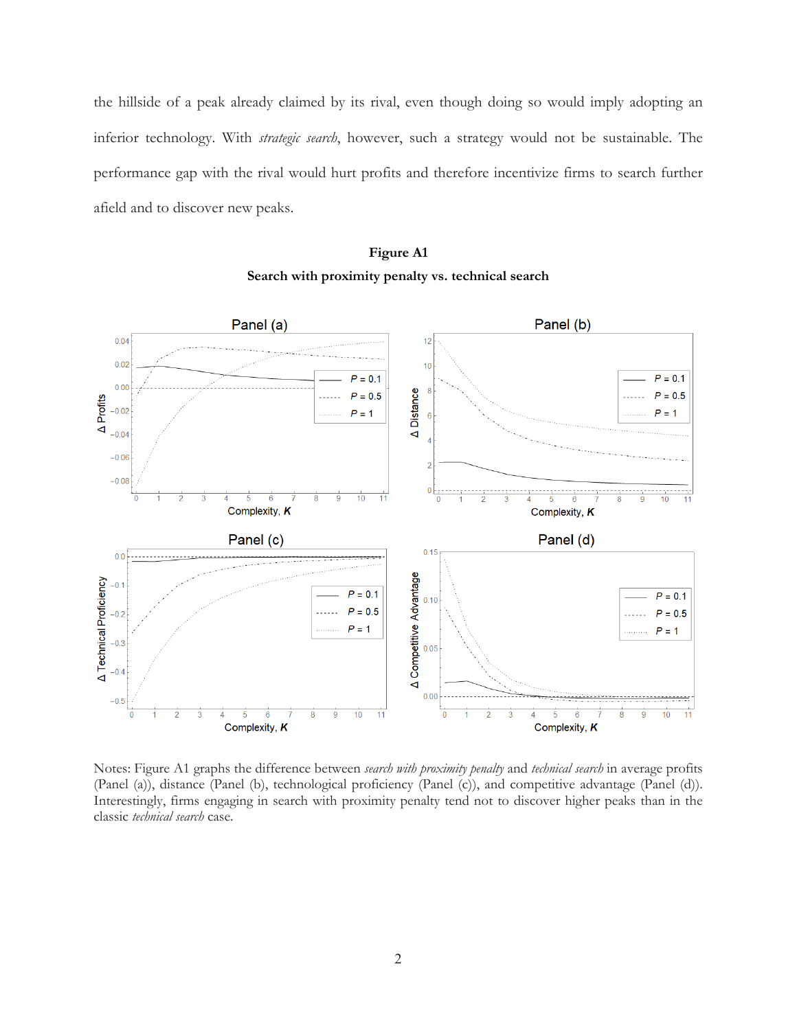the hillside of a peak already claimed by its rival, even though doing so would imply adopting an inferior technology. With *strategic search*, however, such a strategy would not be sustainable. The performance gap with the rival would hurt profits and therefore incentivize firms to search further afield and to discover new peaks.

**Figure A1**

**Search with proximity penalty vs. technical search**

Panel (a)

Δ Profits

0.04
0.02
0.00
−0.02
−0.04
−0.06
−0.08

Complexity, $K$

0 1 2 3 4 5 6 7 8 9 10 11

$P = 0.1$
$P = 0.5$
$P = 1$

Panel (b)

Δ Distance

12
10
8
6
4
2
0

Complexity, $K$

0 1 2 3 4 5 6 7 8 9 10 11

$P = 0.1$
$P = 0.5$
$P = 1$

Panel (c)

Δ Technical Proficiency

0.0
−0.1
−0.2
−0.3
−0.4
−0.5

Complexity, $K$

0 1 2 3 4 5 6 7 8 9 10 11

$P = 0.1$
$P = 0.5$
$P = 1$

Panel (d)

Δ Competitive Advantage

0.15
0.10
0.05
0.00

Complexity, $K$

0 1 2 3 4 5 6 7 8 9 10 11

$P = 0.1$
$P = 0.5$
$P = 1$

Notes: Figure A1 graphs the difference between *search with proximity penalty* and *technical search* in average profits (Panel (a)), distance (Panel (b)), technological proficiency (Panel (c)), and competitive advantage (Panel (d)). Interestingly, firms engaging in search with proximity penalty tend not to discover higher peaks than in the classic *technical search* case.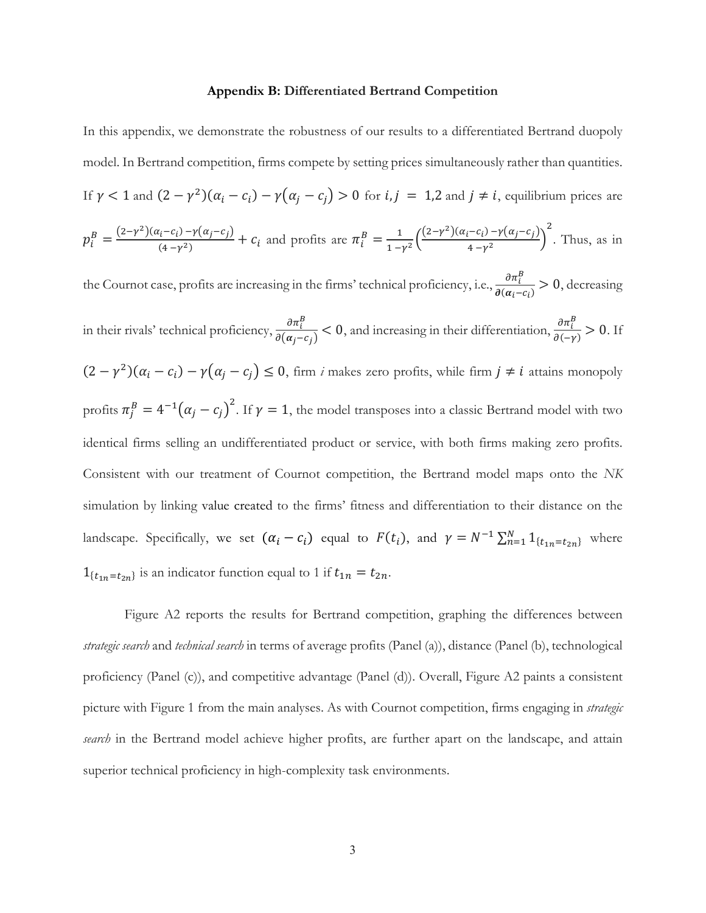**Appendix B: Differentiated Bertrand Competition**

In this appendix, we demonstrate the robustness of our results to a differentiated Bertrand duopoly model. In Bertrand competition, firms compete by setting prices simultaneously rather than quantities. If $\gamma < 1$ and $(2-\gamma^2)(\alpha_i - c_i) - \gamma(\alpha_j - c_j) > 0$ for $i, j = 1,2$ and $j \neq i$, equilibrium prices are $p_i^B = \frac{(2-\gamma^2)(\alpha_i - c_i) - \gamma(\alpha_j - c_j)}{(4-\gamma^2)} + c_i$ and profits are $\pi_i^B = \frac{1}{1-\gamma^2}\left(\frac{(2-\gamma^2)(\alpha_i - c_i) - \gamma(\alpha_j - c_j)}{4-\gamma^2}\right)^2$. Thus, as in the Cournot case, profits are increasing in the firms' technical proficiency, i.e., $\frac{\partial \pi_i^B}{\partial(\alpha_i - c_i)} > 0$, decreasing in their rivals' technical proficiency, $\frac{\partial \pi_i^B}{\partial(\alpha_j - c_j)} < 0$, and increasing in their differentiation, $\frac{\partial \pi_i^B}{\partial(-\gamma)} > 0$. If $(2-\gamma^2)(\alpha_i - c_i) - \gamma(\alpha_j - c_j) \leq 0$, firm *i* makes zero profits, while firm $j \neq i$ attains monopoly profits $\pi_j^B = 4^{-1}(\alpha_j - c_j)^2$. If $\gamma = 1$, the model transposes into a classic Bertrand model with two identical firms selling an undifferentiated product or service, with both firms making zero profits. Consistent with our treatment of Cournot competition, the Bertrand model maps onto the *NK* simulation by linking value created to the firms' fitness and differentiation to their distance on the landscape. Specifically, we set $(\alpha_i - c_i)$ equal to $F(t_i)$, and $\gamma = N^{-1}\sum_{n=1}^{N} 1_{\{t_{1n}=t_{2n}\}}$ where $1_{\{t_{1n}=t_{2n}\}}$ is an indicator function equal to 1 if $t_{1n} = t_{2n}$.

Figure A2 reports the results for Bertrand competition, graphing the differences between *strategic search* and *technical search* in terms of average profits (Panel (a)), distance (Panel (b), technological proficiency (Panel (c)), and competitive advantage (Panel (d)). Overall, Figure A2 paints a consistent picture with Figure 1 from the main analyses. As with Cournot competition, firms engaging in *strategic search* in the Bertrand model achieve higher profits, are further apart on the landscape, and attain superior technical proficiency in high-complexity task environments.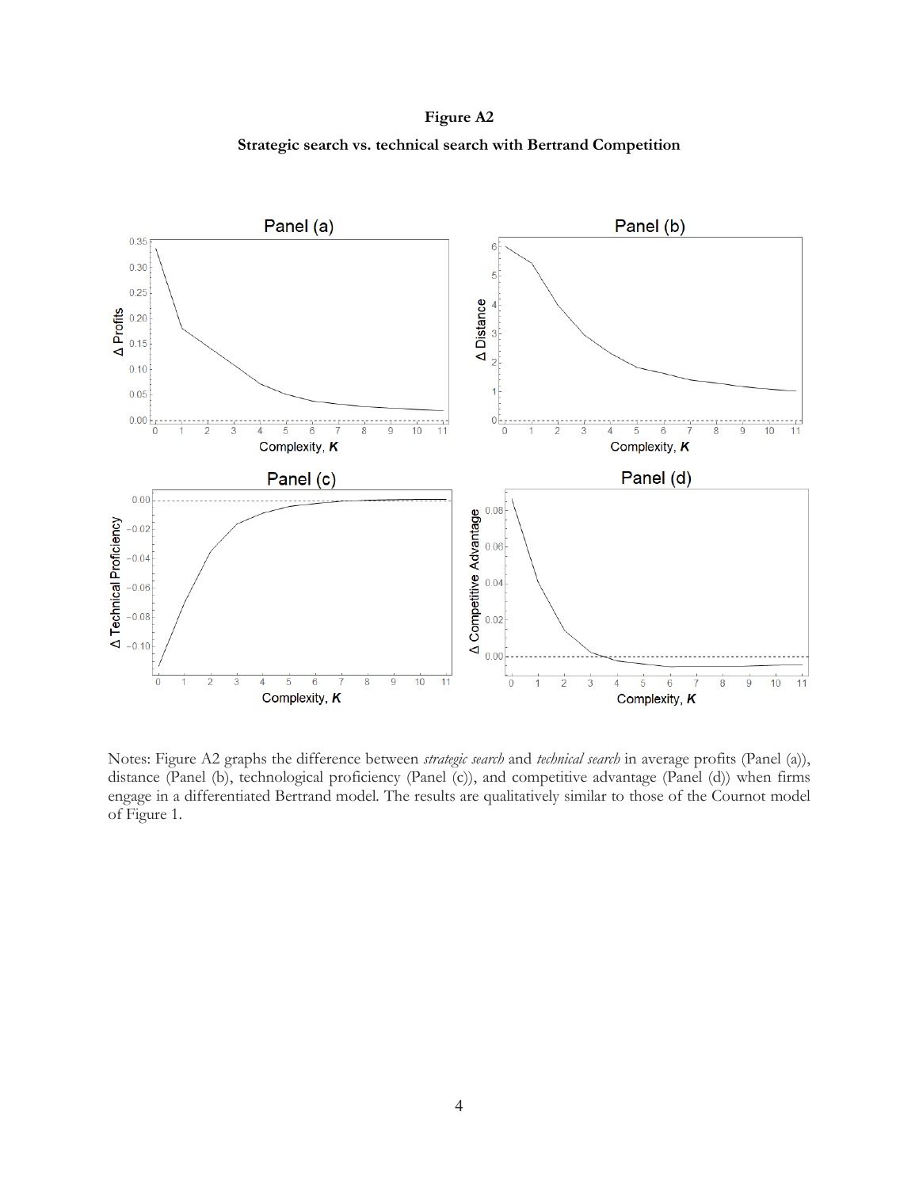**Figure A2**

**Strategic search vs. technical search with Bertrand Competition**

Panel (a)

Δ Profits

0.35
0.30
0.25
0.20
0.15
0.10
0.05
0.00

0 1 2 3 4 5 6 7 8 9 10 11

Complexity, ***K***

Panel (b)

Δ Distance

6
5
4
3
2
1
0

0 1 2 3 4 5 6 7 8 9 10 11

Complexity, ***K***

Panel (c)

Δ Technical Proficiency

0.00
−0.02
−0.04
−0.06
−0.08
−0.10

0 1 2 3 4 5 6 7 8 9 10 11

Complexity, ***K***

Panel (d)

Δ Competitive Advantage

0.08
0.06
0.04
0.02
0.00

0 1 2 3 4 5 6 7 8 9 10 11

Complexity, ***K***

Notes: Figure A2 graphs the difference between *strategic search* and *technical search* in average profits (Panel (a)), distance (Panel (b), technological proficiency (Panel (c)), and competitive advantage (Panel (d)) when firms engage in a differentiated Bertrand model. The results are qualitatively similar to those of the Cournot model of Figure 1.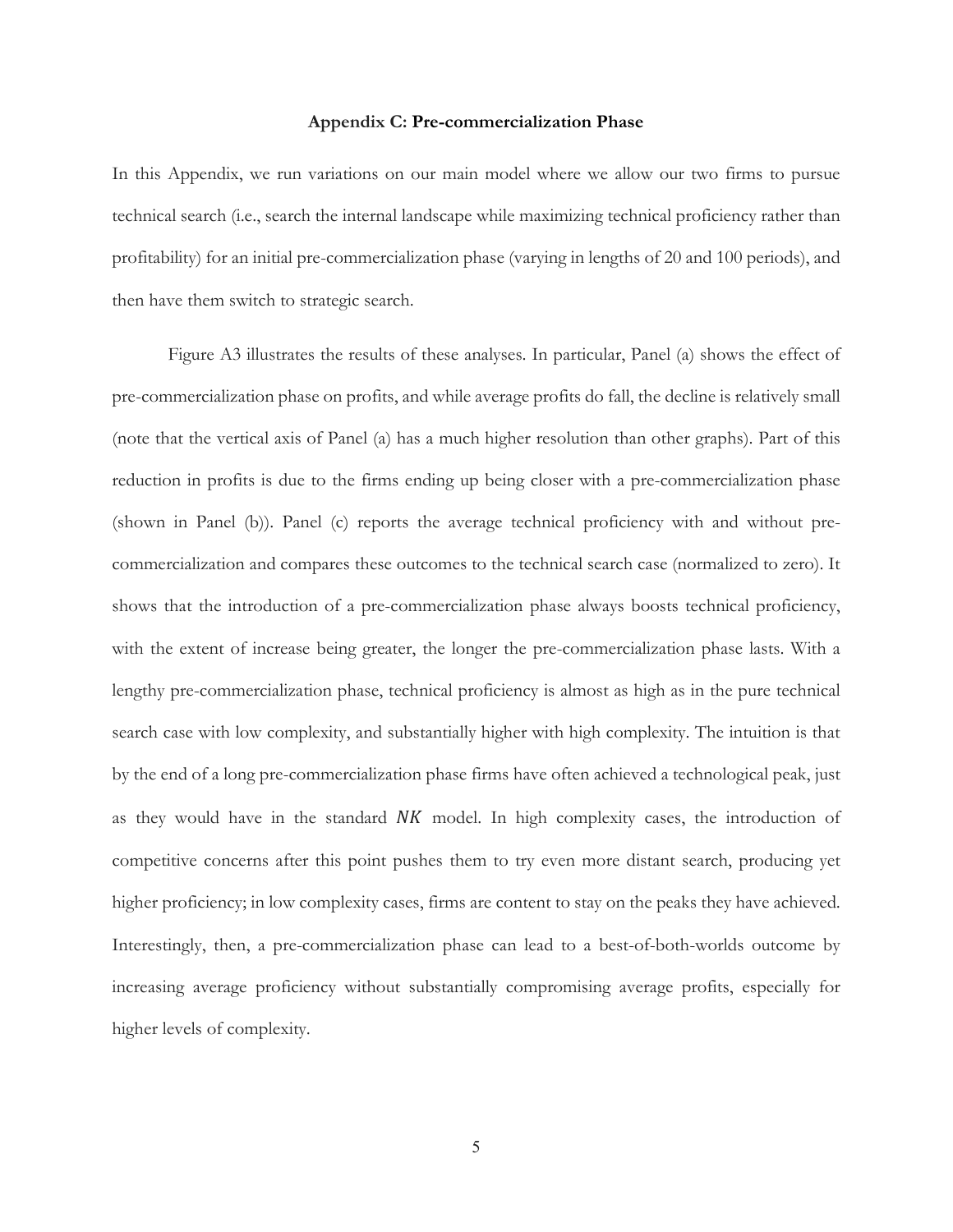# Appendix C: Pre-commercialization Phase

In this Appendix, we run variations on our main model where we allow our two firms to pursue technical search (i.e., search the internal landscape while maximizing technical proficiency rather than profitability) for an initial pre-commercialization phase (varying in lengths of 20 and 100 periods), and then have them switch to strategic search.

Figure A3 illustrates the results of these analyses. In particular, Panel (a) shows the effect of pre-commercialization phase on profits, and while average profits do fall, the decline is relatively small (note that the vertical axis of Panel (a) has a much higher resolution than other graphs). Part of this reduction in profits is due to the firms ending up being closer with a pre-commercialization phase (shown in Panel (b)). Panel (c) reports the average technical proficiency with and without pre-commercialization and compares these outcomes to the technical search case (normalized to zero). It shows that the introduction of a pre-commercialization phase always boosts technical proficiency, with the extent of increase being greater, the longer the pre-commercialization phase lasts. With a lengthy pre-commercialization phase, technical proficiency is almost as high as in the pure technical search case with low complexity, and substantially higher with high complexity. The intuition is that by the end of a long pre-commercialization phase firms have often achieved a technological peak, just as they would have in the standard $NK$ model. In high complexity cases, the introduction of competitive concerns after this point pushes them to try even more distant search, producing yet higher proficiency; in low complexity cases, firms are content to stay on the peaks they have achieved. Interestingly, then, a pre-commercialization phase can lead to a best-of-both-worlds outcome by increasing average proficiency without substantially compromising average profits, especially for higher levels of complexity.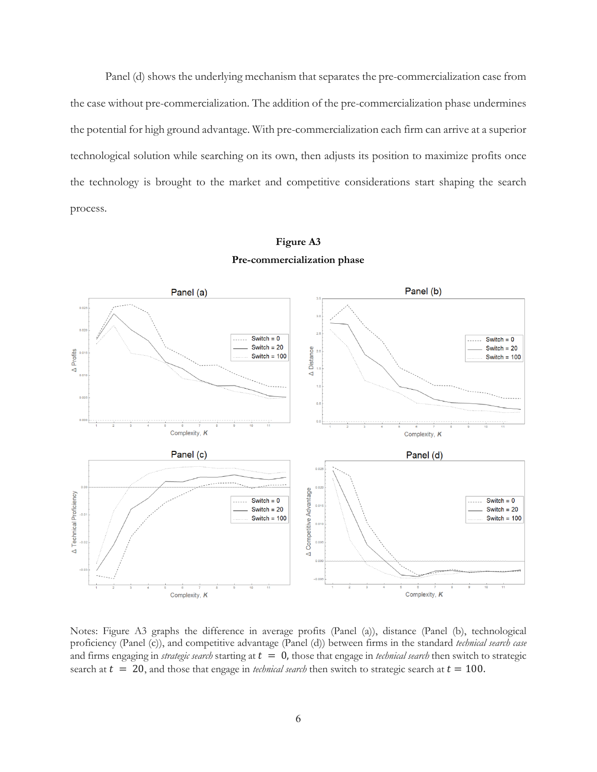Panel (d) shows the underlying mechanism that separates the pre-commercialization case from the case without pre-commercialization. The addition of the pre-commercialization phase undermines the potential for high ground advantage. With pre-commercialization each firm can arrive at a superior technological solution while searching on its own, then adjusts its position to maximize profits once the technology is brought to the market and competitive considerations start shaping the search process.

**Figure A3**

**Pre-commercialization phase**

Panel (a)

Δ Profits

0.025
0.020
0.015
0.010
0.005
0.000

Complexity, $K$

1 2 3 4 5 6 7 8 9 10 11

Switch = 0
Switch = 20
Switch = 100

Panel (b)

Δ Distance

3.5
3.0
2.5
2.0
1.5
1.0
0.5
0.0

Complexity, $K$

1 2 3 4 5 6 7 8 9 10 11

Switch = 0
Switch = 20
Switch = 100

Panel (c)

Δ Technical Proficiency

0.00
-0.01
-0.02
-0.03

Complexity, $K$

1 2 3 4 5 6 7 8 9 10 11

Switch = 0
Switch = 20
Switch = 100

Panel (d)

Δ Competitive Advantage

0.025
0.020
0.015
0.010
0.005
0.000
-0.005

Complexity, $K$

1 2 3 4 5 6 7 8 9 10 11

Switch = 0
Switch = 20
Switch = 100

Notes: Figure A3 graphs the difference in average profits (Panel (a)), distance (Panel (b), technological proficiency (Panel (c)), and competitive advantage (Panel (d)) between firms in the standard *technical search case* and firms engaging in *strategic search* starting at $t = 0$, those that engage in *technical search* then switch to strategic search at $t = 20$, and those that engage in *technical search* then switch to strategic search at $t = 100$.